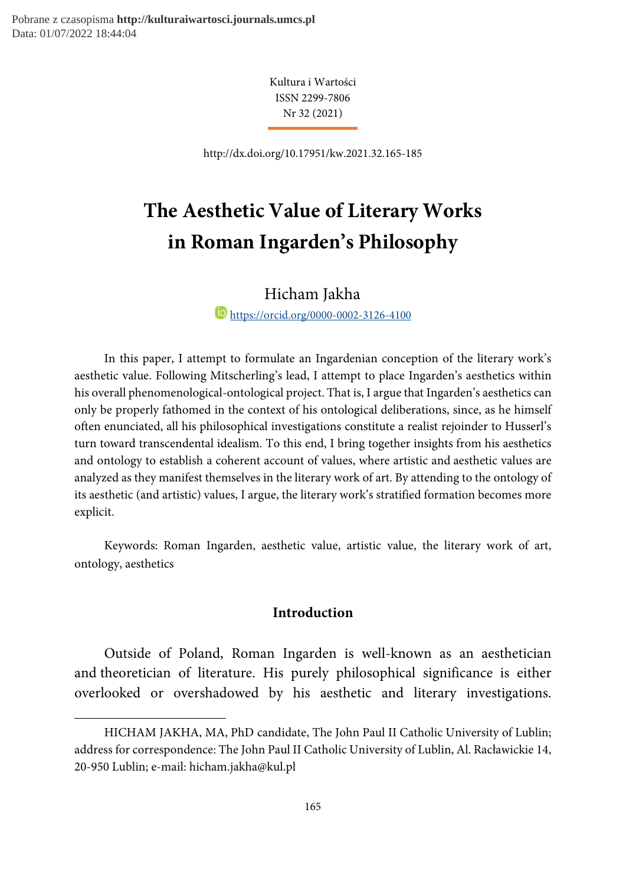Kultura i Wartości
ISSN 2299-7806
Nr 32 (2021)

http://dx.doi.org/10.17951/kw.2021.32.165-185

# The Aesthetic Value of Literary Works in Roman Ingarden's Philosophy

Hicham Jakha

https://orcid.org/0000-0002-3126-4100

In this paper, I attempt to formulate an Ingardenian conception of the literary work's aesthetic value. Following Mitscherling's lead, I attempt to place Ingarden's aesthetics within his overall phenomenological-ontological project. That is, I argue that Ingarden's aesthetics can only be properly fathomed in the context of his ontological deliberations, since, as he himself often enunciated, all his philosophical investigations constitute a realist rejoinder to Husserl's turn toward transcendental idealism. To this end, I bring together insights from his aesthetics and ontology to establish a coherent account of values, where artistic and aesthetic values are analyzed as they manifest themselves in the literary work of art. By attending to the ontology of its aesthetic (and artistic) values, I argue, the literary work's stratified formation becomes more explicit.

Keywords: Roman Ingarden, aesthetic value, artistic value, the literary work of art, ontology, aesthetics

## Introduction

Outside of Poland, Roman Ingarden is well-known as an aesthetician and theoretician of literature. His purely philosophical significance is either overlooked or overshadowed by his aesthetic and literary investigations.

---

HICHAM JAKHA, MA, PhD candidate, The John Paul II Catholic University of Lublin; address for correspondence: The John Paul II Catholic University of Lublin, Al. Racławickie 14, 20-950 Lublin; e-mail: hicham.jakha@kul.pl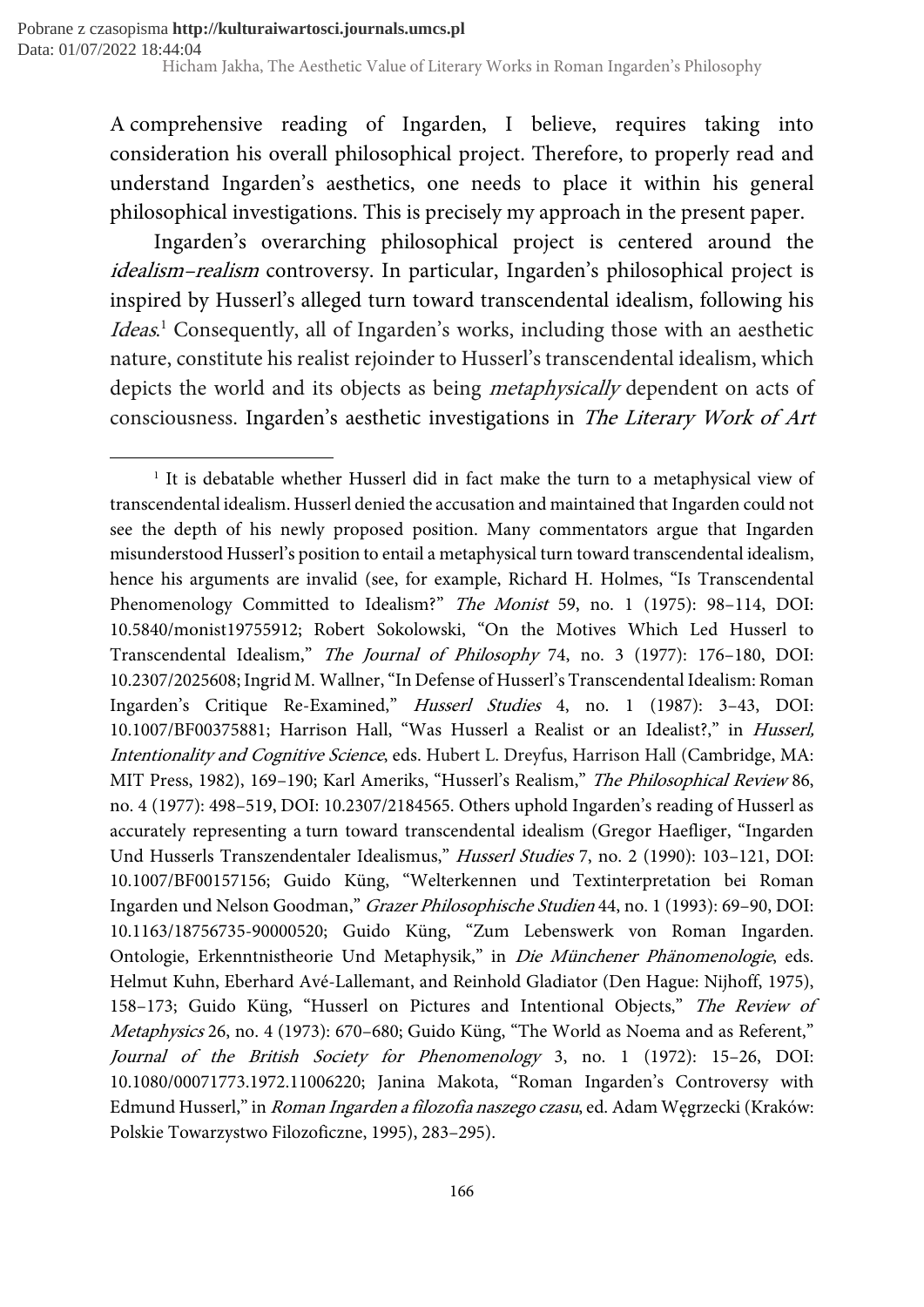A comprehensive reading of Ingarden, I believe, requires taking into consideration his overall philosophical project. Therefore, to properly read and understand Ingarden's aesthetics, one needs to place it within his general philosophical investigations. This is precisely my approach in the present paper.

Ingarden's overarching philosophical project is centered around the *idealism–realism* controversy. In particular, Ingarden's philosophical project is inspired by Husserl's alleged turn toward transcendental idealism, following his *Ideas*.[1] Consequently, all of Ingarden's works, including those with an aesthetic nature, constitute his realist rejoinder to Husserl's transcendental idealism, which depicts the world and its objects as being *metaphysically* dependent on acts of consciousness. Ingarden's aesthetic investigations in *The Literary Work of Art*

---

[1] It is debatable whether Husserl did in fact make the turn to a metaphysical view of transcendental idealism. Husserl denied the accusation and maintained that Ingarden could not see the depth of his newly proposed position. Many commentators argue that Ingarden misunderstood Husserl's position to entail a metaphysical turn toward transcendental idealism, hence his arguments are invalid (see, for example, Richard H. Holmes, "Is Transcendental Phenomenology Committed to Idealism?" *The Monist* 59, no. 1 (1975): 98–114, DOI: 10.5840/monist19755912; Robert Sokolowski, "On the Motives Which Led Husserl to Transcendental Idealism," *The Journal of Philosophy* 74, no. 3 (1977): 176–180, DOI: 10.2307/2025608; Ingrid M. Wallner, "In Defense of Husserl's Transcendental Idealism: Roman Ingarden's Critique Re-Examined," *Husserl Studies* 4, no. 1 (1987): 3–43, DOI: 10.1007/BF00375881; Harrison Hall, "Was Husserl a Realist or an Idealist?," in *Husserl, Intentionality and Cognitive Science*, eds. Hubert L. Dreyfus, Harrison Hall (Cambridge, MA: MIT Press, 1982), 169–190; Karl Ameriks, "Husserl's Realism," *The Philosophical Review* 86, no. 4 (1977): 498–519, DOI: 10.2307/2184565. Others uphold Ingarden's reading of Husserl as accurately representing a turn toward transcendental idealism (Gregor Haefliger, "Ingarden Und Husserls Transzendentaler Idealismus," *Husserl Studies* 7, no. 2 (1990): 103–121, DOI: 10.1007/BF00157156; Guido Küng, "Welterkennen und Textinterpretation bei Roman Ingarden und Nelson Goodman," *Grazer Philosophische Studien* 44, no. 1 (1993): 69–90, DOI: 10.1163/18756735-90000520; Guido Küng, "Zum Lebenswerk von Roman Ingarden. Ontologie, Erkenntnistheorie Und Metaphysik," in *Die Münchener Phänomenologie*, eds. Helmut Kuhn, Eberhard Avé-Lallemant, and Reinhold Gladiator (Den Hague: Nijhoff, 1975), 158–173; Guido Küng, "Husserl on Pictures and Intentional Objects," *The Review of Metaphysics* 26, no. 4 (1973): 670–680; Guido Küng, "The World as Noema and as Referent," *Journal of the British Society for Phenomenology* 3, no. 1 (1972): 15–26, DOI: 10.1080/00071773.1972.11006220; Janina Makota, "Roman Ingarden's Controversy with Edmund Husserl," in *Roman Ingarden a filozofia naszego czasu*, ed. Adam Węgrzecki (Kraków: Polskie Towarzystwo Filozoficzne, 1995), 283–295).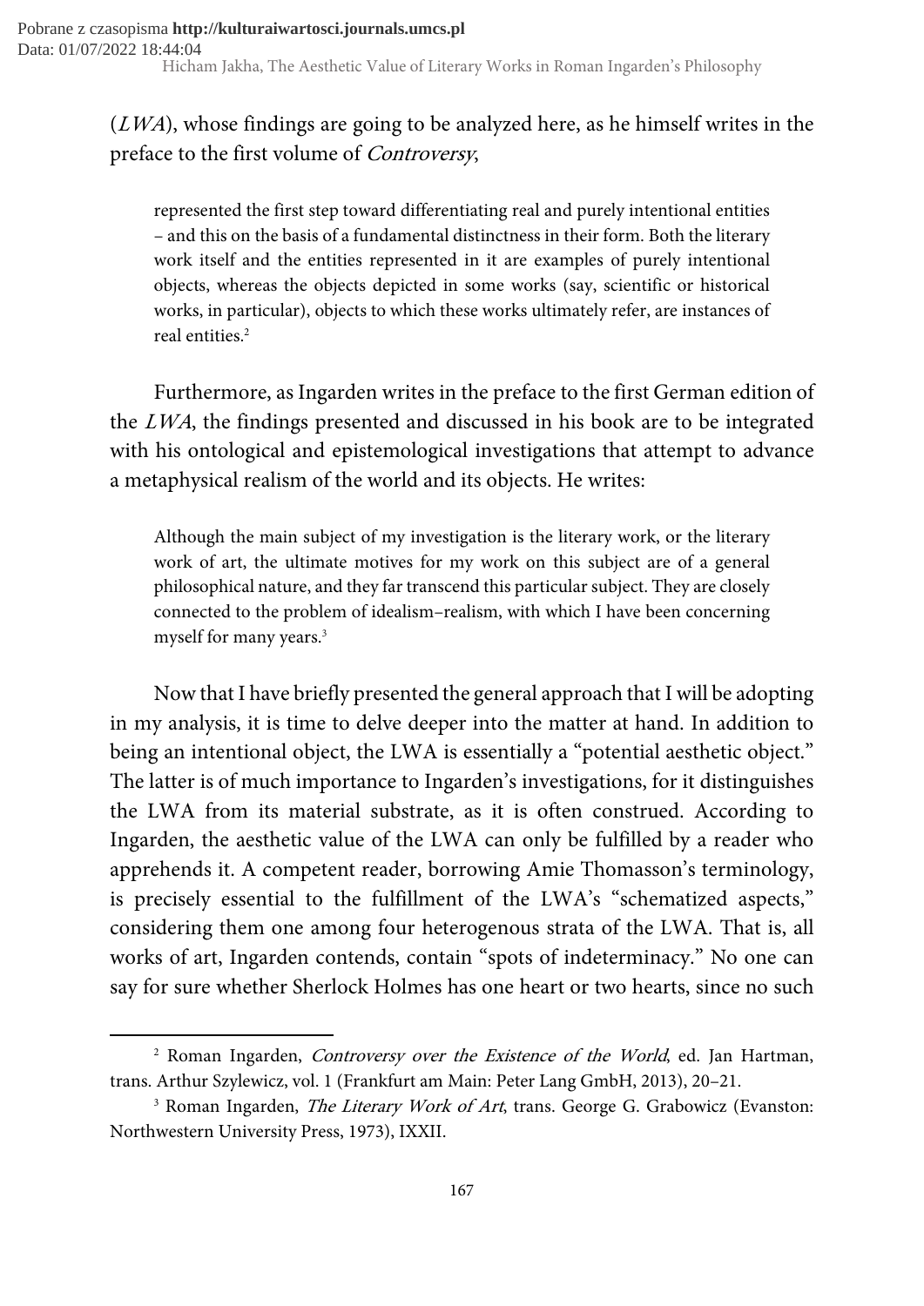(*LWA*), whose findings are going to be analyzed here, as he himself writes in the preface to the first volume of *Controversy*,

> represented the first step toward differentiating real and purely intentional entities – and this on the basis of a fundamental distinctness in their form. Both the literary work itself and the entities represented in it are examples of purely intentional objects, whereas the objects depicted in some works (say, scientific or historical works, in particular), objects to which these works ultimately refer, are instances of real entities.[2]

Furthermore, as Ingarden writes in the preface to the first German edition of the *LWA*, the findings presented and discussed in his book are to be integrated with his ontological and epistemological investigations that attempt to advance a metaphysical realism of the world and its objects. He writes:

> Although the main subject of my investigation is the literary work, or the literary work of art, the ultimate motives for my work on this subject are of a general philosophical nature, and they far transcend this particular subject. They are closely connected to the problem of idealism–realism, with which I have been concerning myself for many years.[3]

Now that I have briefly presented the general approach that I will be adopting in my analysis, it is time to delve deeper into the matter at hand. In addition to being an intentional object, the LWA is essentially a "potential aesthetic object." The latter is of much importance to Ingarden's investigations, for it distinguishes the LWA from its material substrate, as it is often construed. According to Ingarden, the aesthetic value of the LWA can only be fulfilled by a reader who apprehends it. A competent reader, borrowing Amie Thomasson's terminology, is precisely essential to the fulfillment of the LWA's "schematized aspects," considering them one among four heterogenous strata of the LWA. That is, all works of art, Ingarden contends, contain "spots of indeterminacy." No one can say for sure whether Sherlock Holmes has one heart or two hearts, since no such

[2] Roman Ingarden, *Controversy over the Existence of the World*, ed. Jan Hartman, trans. Arthur Szylewicz, vol. 1 (Frankfurt am Main: Peter Lang GmbH, 2013), 20–21.

[3] Roman Ingarden, *The Literary Work of Art*, trans. George G. Grabowicz (Evanston: Northwestern University Press, 1973), IXXII.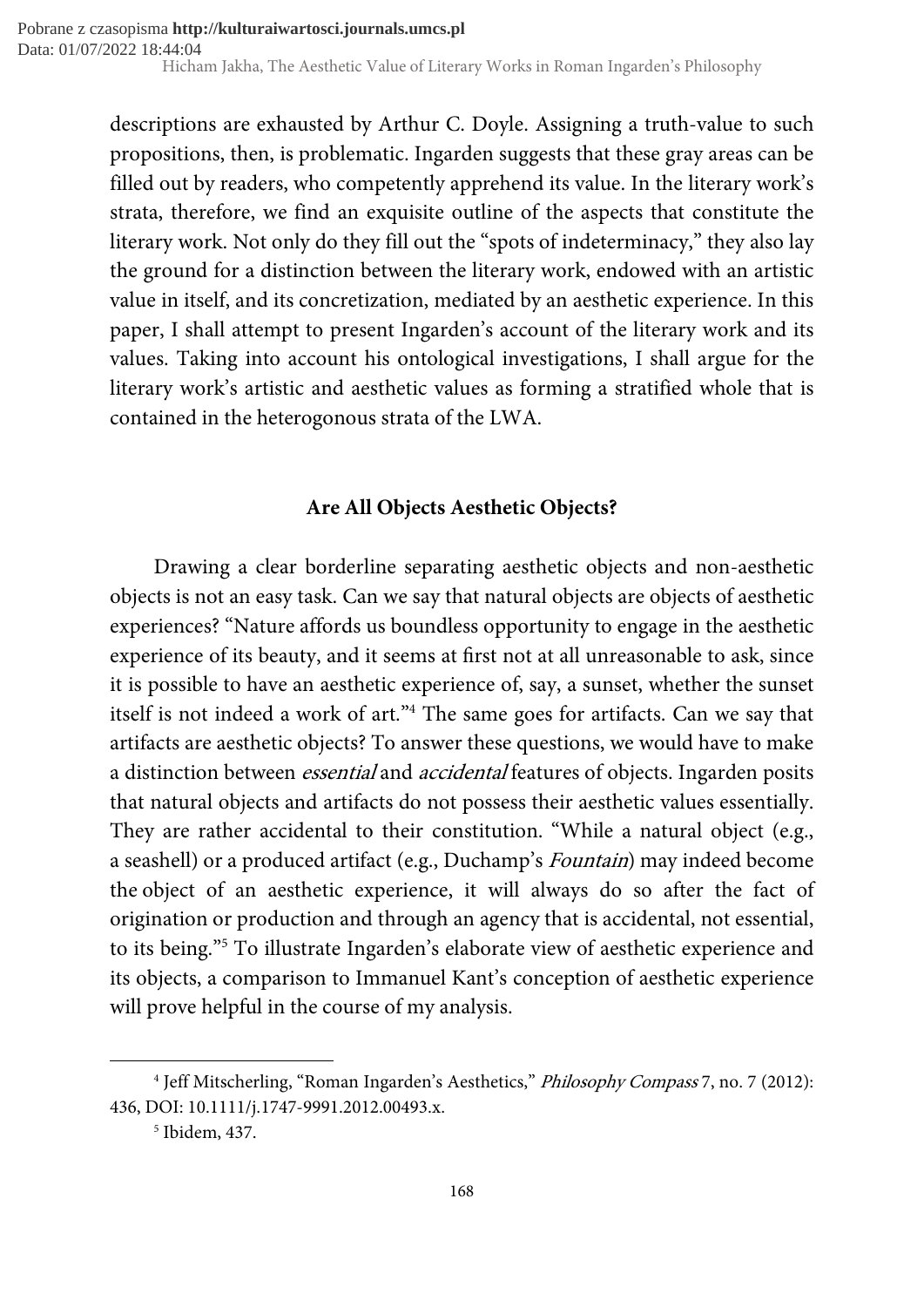descriptions are exhausted by Arthur C. Doyle. Assigning a truth-value to such propositions, then, is problematic. Ingarden suggests that these gray areas can be filled out by readers, who competently apprehend its value. In the literary work's strata, therefore, we find an exquisite outline of the aspects that constitute the literary work. Not only do they fill out the "spots of indeterminacy," they also lay the ground for a distinction between the literary work, endowed with an artistic value in itself, and its concretization, mediated by an aesthetic experience. In this paper, I shall attempt to present Ingarden's account of the literary work and its values. Taking into account his ontological investigations, I shall argue for the literary work's artistic and aesthetic values as forming a stratified whole that is contained in the heterogonous strata of the LWA.

## Are All Objects Aesthetic Objects?

Drawing a clear borderline separating aesthetic objects and non-aesthetic objects is not an easy task. Can we say that natural objects are objects of aesthetic experiences? "Nature affords us boundless opportunity to engage in the aesthetic experience of its beauty, and it seems at first not at all unreasonable to ask, since it is possible to have an aesthetic experience of, say, a sunset, whether the sunset itself is not indeed a work of art."[4] The same goes for artifacts. Can we say that artifacts are aesthetic objects? To answer these questions, we would have to make a distinction between *essential* and *accidental* features of objects. Ingarden posits that natural objects and artifacts do not possess their aesthetic values essentially. They are rather accidental to their constitution. "While a natural object (e.g., a seashell) or a produced artifact (e.g., Duchamp's *Fountain*) may indeed become the object of an aesthetic experience, it will always do so after the fact of origination or production and through an agency that is accidental, not essential, to its being."[5] To illustrate Ingarden's elaborate view of aesthetic experience and its objects, a comparison to Immanuel Kant's conception of aesthetic experience will prove helpful in the course of my analysis.

---

[4] Jeff Mitscherling, "Roman Ingarden's Aesthetics," *Philosophy Compass* 7, no. 7 (2012): 436, DOI: 10.1111/j.1747-9991.2012.00493.x.

[5] Ibidem, 437.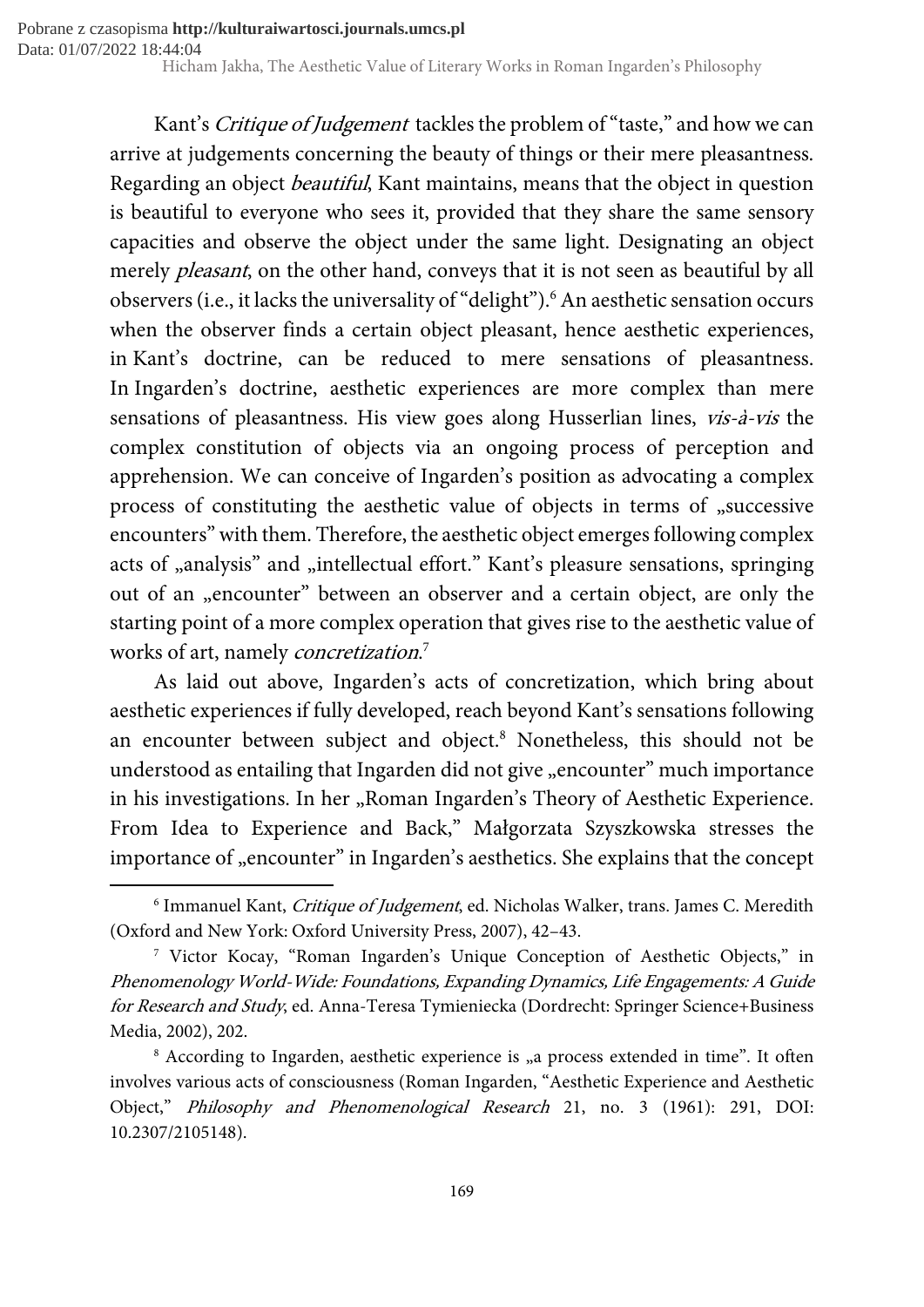Kant's *Critique of Judgement* tackles the problem of "taste," and how we can arrive at judgements concerning the beauty of things or their mere pleasantness. Regarding an object *beautiful*, Kant maintains, means that the object in question is beautiful to everyone who sees it, provided that they share the same sensory capacities and observe the object under the same light. Designating an object merely *pleasant*, on the other hand, conveys that it is not seen as beautiful by all observers (i.e., it lacks the universality of "delight").[6] An aesthetic sensation occurs when the observer finds a certain object pleasant, hence aesthetic experiences, in Kant's doctrine, can be reduced to mere sensations of pleasantness. In Ingarden's doctrine, aesthetic experiences are more complex than mere sensations of pleasantness. His view goes along Husserlian lines, *vis-à-vis* the complex constitution of objects via an ongoing process of perception and apprehension. We can conceive of Ingarden's position as advocating a complex process of constituting the aesthetic value of objects in terms of „successive encounters" with them. Therefore, the aesthetic object emerges following complex acts of „analysis" and „intellectual effort." Kant's pleasure sensations, springing out of an „encounter" between an observer and a certain object, are only the starting point of a more complex operation that gives rise to the aesthetic value of works of art, namely *concretization*.[7]

As laid out above, Ingarden's acts of concretization, which bring about aesthetic experiences if fully developed, reach beyond Kant's sensations following an encounter between subject and object.[8] Nonetheless, this should not be understood as entailing that Ingarden did not give „encounter" much importance in his investigations. In her „Roman Ingarden's Theory of Aesthetic Experience. From Idea to Experience and Back," Małgorzata Szyszkowska stresses the importance of „encounter" in Ingarden's aesthetics. She explains that the concept

---

[6] Immanuel Kant, *Critique of Judgement*, ed. Nicholas Walker, trans. James C. Meredith (Oxford and New York: Oxford University Press, 2007), 42–43.

[7] Victor Kocay, "Roman Ingarden's Unique Conception of Aesthetic Objects," in *Phenomenology World-Wide: Foundations, Expanding Dynamics, Life Engagements: A Guide for Research and Study*, ed. Anna-Teresa Tymieniecka (Dordrecht: Springer Science+Business Media, 2002), 202.

[8] According to Ingarden, aesthetic experience is „a process extended in time". It often involves various acts of consciousness (Roman Ingarden, "Aesthetic Experience and Aesthetic Object," *Philosophy and Phenomenological Research* 21, no. 3 (1961): 291, DOI: 10.2307/2105148).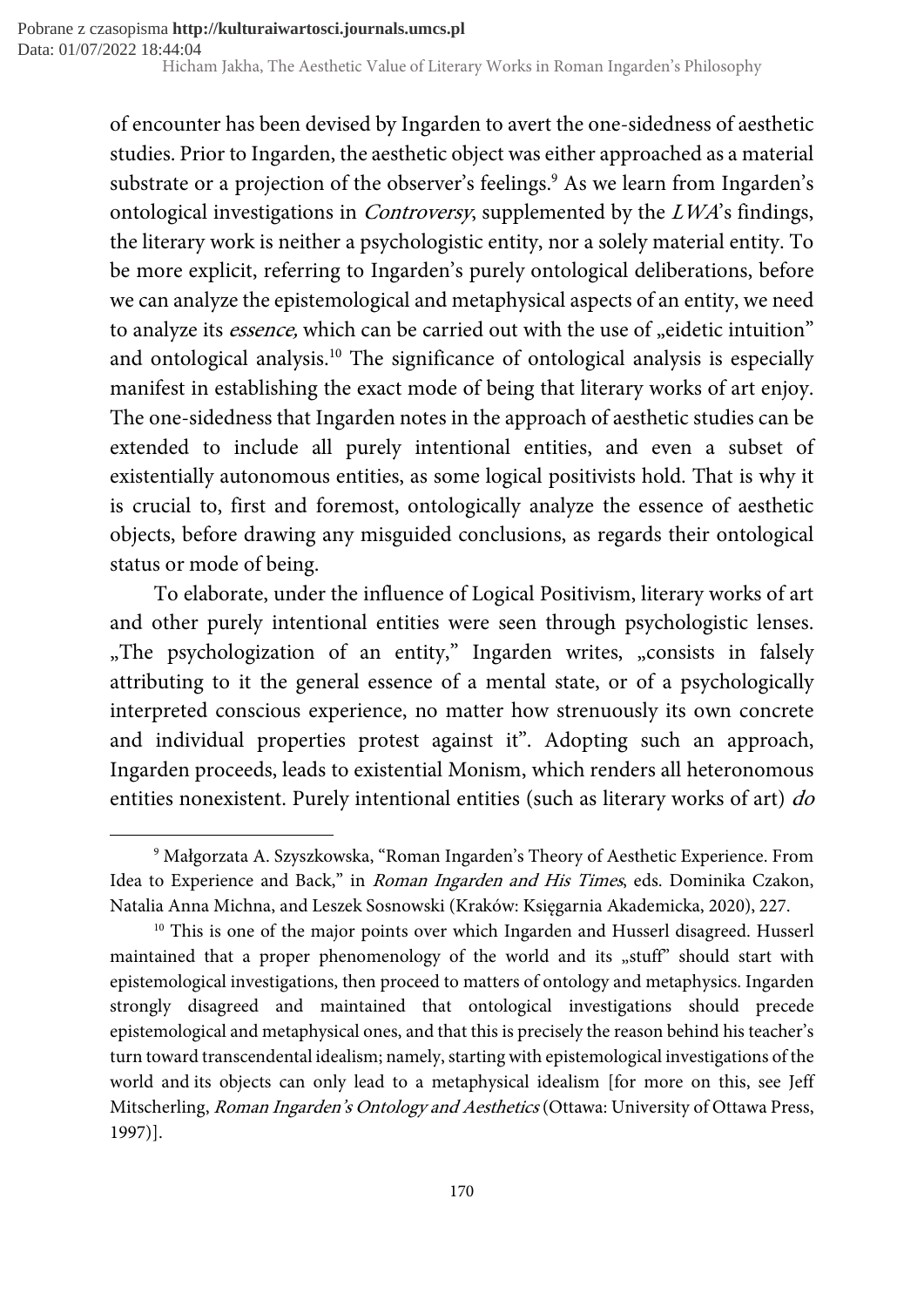of encounter has been devised by Ingarden to avert the one-sidedness of aesthetic studies. Prior to Ingarden, the aesthetic object was either approached as a material substrate or a projection of the observer's feelings.[9] As we learn from Ingarden's ontological investigations in *Controversy*, supplemented by the *LWA*'s findings, the literary work is neither a psychologistic entity, nor a solely material entity. To be more explicit, referring to Ingarden's purely ontological deliberations, before we can analyze the epistemological and metaphysical aspects of an entity, we need to analyze its *essence,* which can be carried out with the use of „eidetic intuition" and ontological analysis.[10] The significance of ontological analysis is especially manifest in establishing the exact mode of being that literary works of art enjoy. The one-sidedness that Ingarden notes in the approach of aesthetic studies can be extended to include all purely intentional entities, and even a subset of existentially autonomous entities, as some logical positivists hold. That is why it is crucial to, first and foremost, ontologically analyze the essence of aesthetic objects, before drawing any misguided conclusions, as regards their ontological status or mode of being.

To elaborate, under the influence of Logical Positivism, literary works of art and other purely intentional entities were seen through psychologistic lenses. „The psychologization of an entity," Ingarden writes, „consists in falsely attributing to it the general essence of a mental state, or of a psychologically interpreted conscious experience, no matter how strenuously its own concrete and individual properties protest against it". Adopting such an approach, Ingarden proceeds, leads to existential Monism, which renders all heteronomous entities nonexistent. Purely intentional entities (such as literary works of art) *do*

---

[9] Małgorzata A. Szyszkowska, "Roman Ingarden's Theory of Aesthetic Experience. From Idea to Experience and Back," in *Roman Ingarden and His Times*, eds. Dominika Czakon, Natalia Anna Michna, and Leszek Sosnowski (Kraków: Księgarnia Akademicka, 2020), 227.

[10] This is one of the major points over which Ingarden and Husserl disagreed. Husserl maintained that a proper phenomenology of the world and its „stuff" should start with epistemological investigations, then proceed to matters of ontology and metaphysics. Ingarden strongly disagreed and maintained that ontological investigations should precede epistemological and metaphysical ones, and that this is precisely the reason behind his teacher's turn toward transcendental idealism; namely, starting with epistemological investigations of the world and its objects can only lead to a metaphysical idealism [for more on this, see Jeff Mitscherling, *Roman Ingarden's Ontology and Aesthetics* (Ottawa: University of Ottawa Press, 1997)].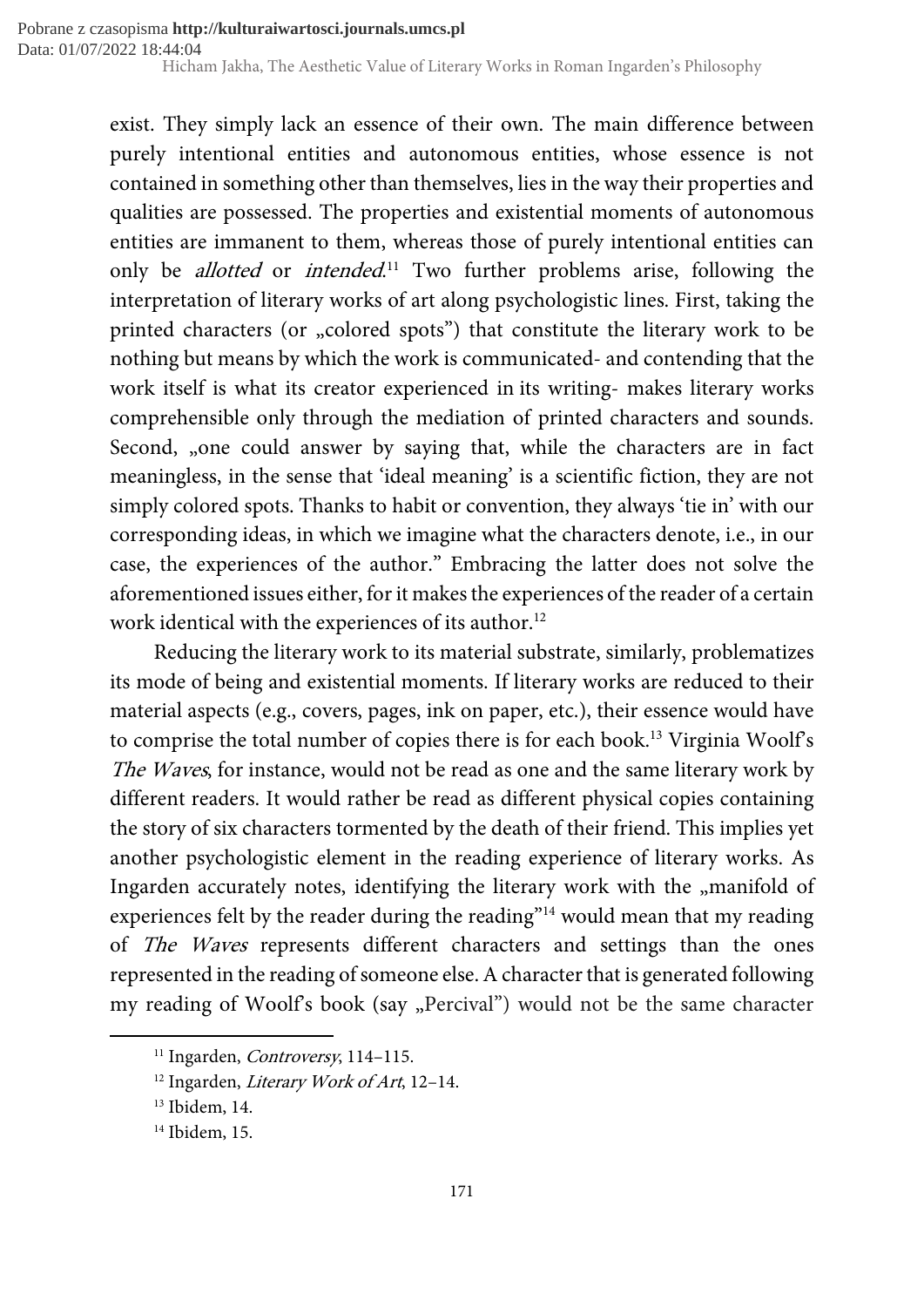exist. They simply lack an essence of their own. The main difference between purely intentional entities and autonomous entities, whose essence is not contained in something other than themselves, lies in the way their properties and qualities are possessed. The properties and existential moments of autonomous entities are immanent to them, whereas those of purely intentional entities can only be *allotted* or *intended*.[11] Two further problems arise, following the interpretation of literary works of art along psychologistic lines. First, taking the printed characters (or „colored spots") that constitute the literary work to be nothing but means by which the work is communicated- and contending that the work itself is what its creator experienced in its writing- makes literary works comprehensible only through the mediation of printed characters and sounds. Second, „one could answer by saying that, while the characters are in fact meaningless, in the sense that 'ideal meaning' is a scientific fiction, they are not simply colored spots. Thanks to habit or convention, they always 'tie in' with our corresponding ideas, in which we imagine what the characters denote, i.e., in our case, the experiences of the author." Embracing the latter does not solve the aforementioned issues either, for it makes the experiences of the reader of a certain work identical with the experiences of its author.[12]

Reducing the literary work to its material substrate, similarly, problematizes its mode of being and existential moments. If literary works are reduced to their material aspects (e.g., covers, pages, ink on paper, etc.), their essence would have to comprise the total number of copies there is for each book.[13] Virginia Woolf's *The Waves*, for instance, would not be read as one and the same literary work by different readers. It would rather be read as different physical copies containing the story of six characters tormented by the death of their friend. This implies yet another psychologistic element in the reading experience of literary works. As Ingarden accurately notes, identifying the literary work with the „manifold of experiences felt by the reader during the reading"[14] would mean that my reading of *The Waves* represents different characters and settings than the ones represented in the reading of someone else. A character that is generated following my reading of Woolf's book (say „Percival") would not be the same character

---

[11] Ingarden, *Controversy*, 114–115.

[12] Ingarden, *Literary Work of Art*, 12–14.

[13] Ibidem, 14.

[14] Ibidem, 15.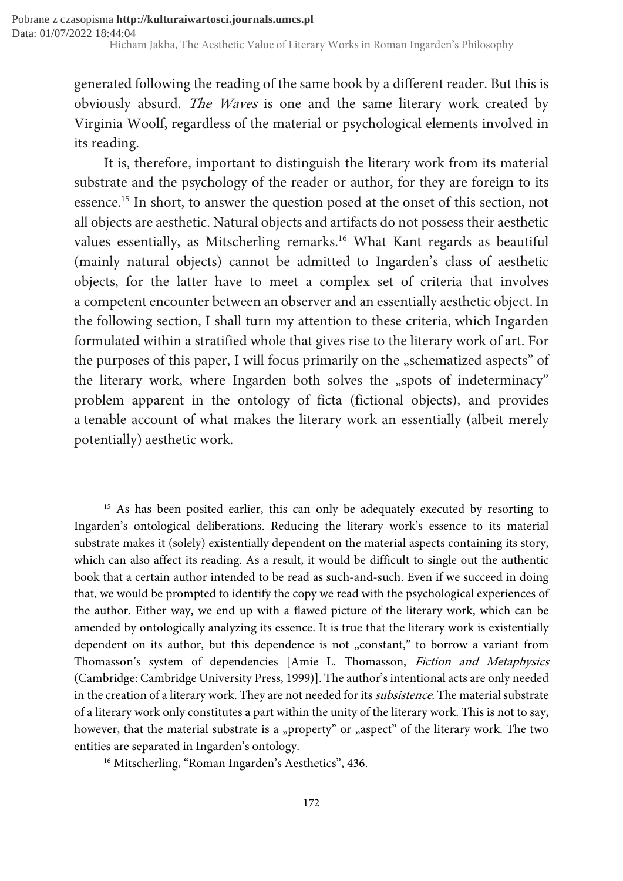generated following the reading of the same book by a different reader. But this is obviously absurd. *The Waves* is one and the same literary work created by Virginia Woolf, regardless of the material or psychological elements involved in its reading.

It is, therefore, important to distinguish the literary work from its material substrate and the psychology of the reader or author, for they are foreign to its essence.[15] In short, to answer the question posed at the onset of this section, not all objects are aesthetic. Natural objects and artifacts do not possess their aesthetic values essentially, as Mitscherling remarks.[16] What Kant regards as beautiful (mainly natural objects) cannot be admitted to Ingarden's class of aesthetic objects, for the latter have to meet a complex set of criteria that involves a competent encounter between an observer and an essentially aesthetic object. In the following section, I shall turn my attention to these criteria, which Ingarden formulated within a stratified whole that gives rise to the literary work of art. For the purposes of this paper, I will focus primarily on the „schematized aspects" of the literary work, where Ingarden both solves the „spots of indeterminacy" problem apparent in the ontology of ficta (fictional objects), and provides a tenable account of what makes the literary work an essentially (albeit merely potentially) aesthetic work.

---

[15] As has been posited earlier, this can only be adequately executed by resorting to Ingarden's ontological deliberations. Reducing the literary work's essence to its material substrate makes it (solely) existentially dependent on the material aspects containing its story, which can also affect its reading. As a result, it would be difficult to single out the authentic book that a certain author intended to be read as such-and-such. Even if we succeed in doing that, we would be prompted to identify the copy we read with the psychological experiences of the author. Either way, we end up with a flawed picture of the literary work, which can be amended by ontologically analyzing its essence. It is true that the literary work is existentially dependent on its author, but this dependence is not „constant," to borrow a variant from Thomasson's system of dependencies [Amie L. Thomasson, *Fiction and Metaphysics* (Cambridge: Cambridge University Press, 1999)]. The author's intentional acts are only needed in the creation of a literary work. They are not needed for its *subsistence*. The material substrate of a literary work only constitutes a part within the unity of the literary work. This is not to say, however, that the material substrate is a „property" or „aspect" of the literary work. The two entities are separated in Ingarden's ontology.

[16] Mitscherling, "Roman Ingarden's Aesthetics", 436.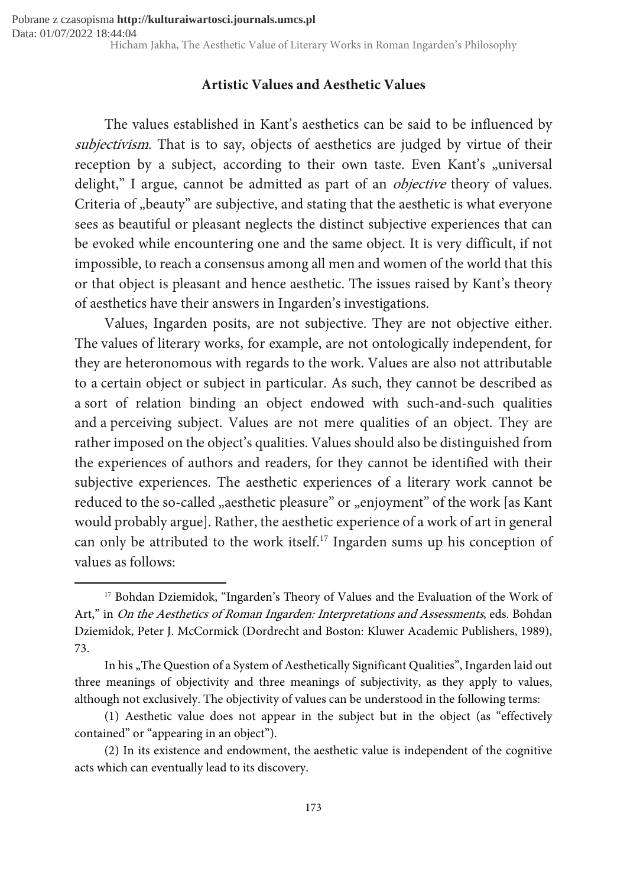## Artistic Values and Aesthetic Values

The values established in Kant's aesthetics can be said to be influenced by *subjectivism*. That is to say, objects of aesthetics are judged by virtue of their reception by a subject, according to their own taste. Even Kant's „universal delight," I argue, cannot be admitted as part of an *objective* theory of values. Criteria of „beauty" are subjective, and stating that the aesthetic is what everyone sees as beautiful or pleasant neglects the distinct subjective experiences that can be evoked while encountering one and the same object. It is very difficult, if not impossible, to reach a consensus among all men and women of the world that this or that object is pleasant and hence aesthetic. The issues raised by Kant's theory of aesthetics have their answers in Ingarden's investigations.

Values, Ingarden posits, are not subjective. They are not objective either. The values of literary works, for example, are not ontologically independent, for they are heteronomous with regards to the work. Values are also not attributable to a certain object or subject in particular. As such, they cannot be described as a sort of relation binding an object endowed with such-and-such qualities and a perceiving subject. Values are not mere qualities of an object. They are rather imposed on the object's qualities. Values should also be distinguished from the experiences of authors and readers, for they cannot be identified with their subjective experiences. The aesthetic experiences of a literary work cannot be reduced to the so-called „aesthetic pleasure" or „enjoyment" of the work [as Kant would probably argue]. Rather, the aesthetic experience of a work of art in general can only be attributed to the work itself.[17] Ingarden sums up his conception of values as follows:

---

[17] Bohdan Dziemidok, "Ingarden's Theory of Values and the Evaluation of the Work of Art," in *On the Aesthetics of Roman Ingarden: Interpretations and Assessments*, eds. Bohdan Dziemidok, Peter J. McCormick (Dordrecht and Boston: Kluwer Academic Publishers, 1989), 73.

In his „The Question of a System of Aesthetically Significant Qualities", Ingarden laid out three meanings of objectivity and three meanings of subjectivity, as they apply to values, although not exclusively. The objectivity of values can be understood in the following terms:

(1) Aesthetic value does not appear in the subject but in the object (as "effectively contained" or "appearing in an object").

(2) In its existence and endowment, the aesthetic value is independent of the cognitive acts which can eventually lead to its discovery.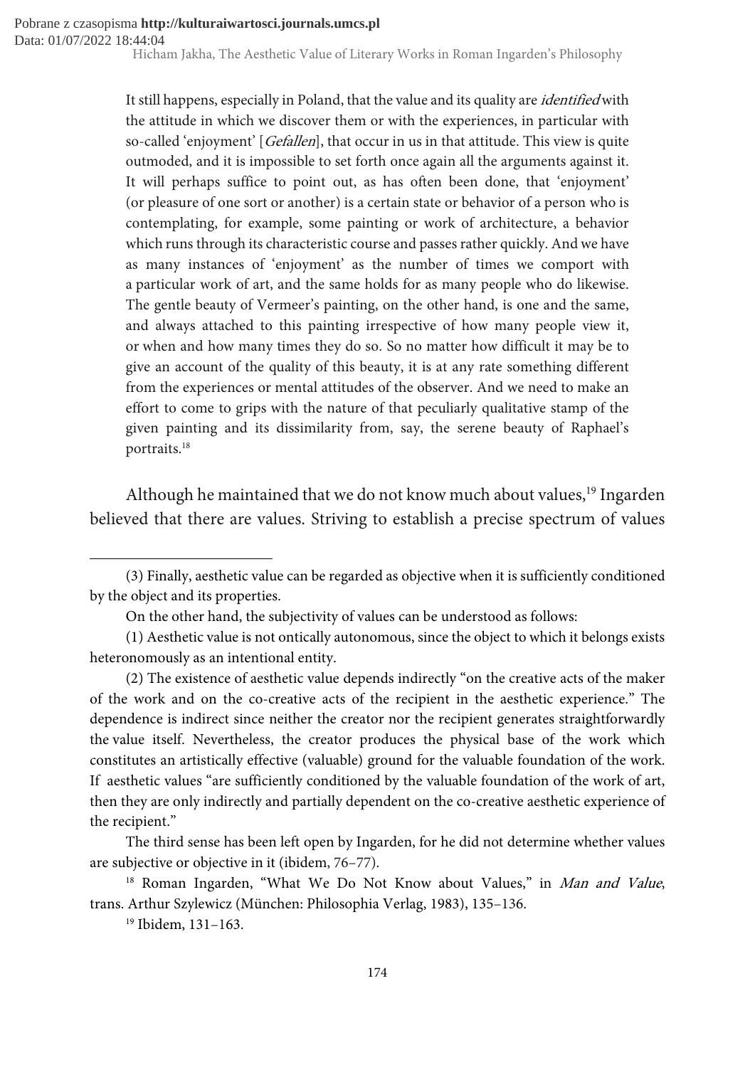> It still happens, especially in Poland, that the value and its quality are *identified* with the attitude in which we discover them or with the experiences, in particular with so-called 'enjoyment' [*Gefallen*], that occur in us in that attitude. This view is quite outmoded, and it is impossible to set forth once again all the arguments against it. It will perhaps suffice to point out, as has often been done, that 'enjoyment' (or pleasure of one sort or another) is a certain state or behavior of a person who is contemplating, for example, some painting or work of architecture, a behavior which runs through its characteristic course and passes rather quickly. And we have as many instances of 'enjoyment' as the number of times we comport with a particular work of art, and the same holds for as many people who do likewise. The gentle beauty of Vermeer's painting, on the other hand, is one and the same, and always attached to this painting irrespective of how many people view it, or when and how many times they do so. So no matter how difficult it may be to give an account of the quality of this beauty, it is at any rate something different from the experiences or mental attitudes of the observer. And we need to make an effort to come to grips with the nature of that peculiarly qualitative stamp of the given painting and its dissimilarity from, say, the serene beauty of Raphael's portraits.[18]

Although he maintained that we do not know much about values,[19] Ingarden believed that there are values. Striving to establish a precise spectrum of values

---

(3) Finally, aesthetic value can be regarded as objective when it is sufficiently conditioned by the object and its properties.

On the other hand, the subjectivity of values can be understood as follows:

(1) Aesthetic value is not ontically autonomous, since the object to which it belongs exists heteronomously as an intentional entity.

(2) The existence of aesthetic value depends indirectly "on the creative acts of the maker of the work and on the co-creative acts of the recipient in the aesthetic experience." The dependence is indirect since neither the creator nor the recipient generates straightforwardly the value itself. Nevertheless, the creator produces the physical base of the work which constitutes an artistically effective (valuable) ground for the valuable foundation of the work. If aesthetic values "are sufficiently conditioned by the valuable foundation of the work of art, then they are only indirectly and partially dependent on the co-creative aesthetic experience of the recipient."

The third sense has been left open by Ingarden, for he did not determine whether values are subjective or objective in it (ibidem, 76–77).

[18] Roman Ingarden, "What We Do Not Know about Values," in *Man and Value*, trans. Arthur Szylewicz (München: Philosophia Verlag, 1983), 135–136.

[19] Ibidem, 131–163.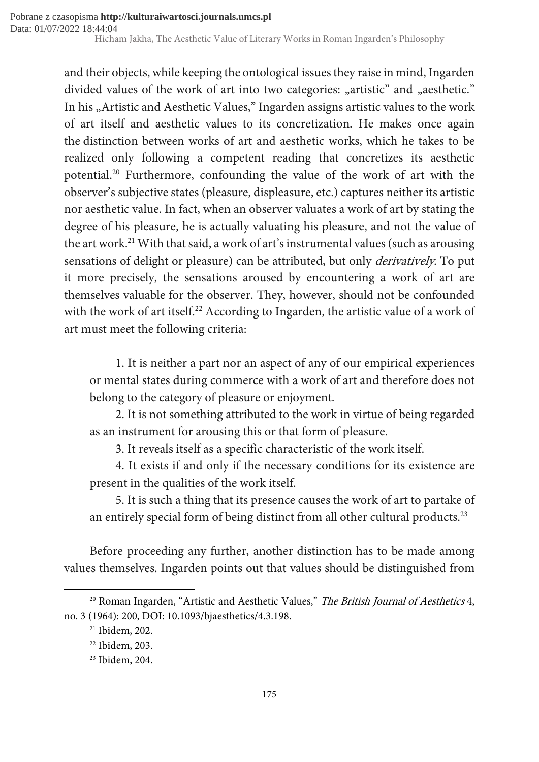and their objects, while keeping the ontological issues they raise in mind, Ingarden divided values of the work of art into two categories: „artistic" and „aesthetic." In his „Artistic and Aesthetic Values," Ingarden assigns artistic values to the work of art itself and aesthetic values to its concretization. He makes once again the distinction between works of art and aesthetic works, which he takes to be realized only following a competent reading that concretizes its aesthetic potential.[20] Furthermore, confounding the value of the work of art with the observer's subjective states (pleasure, displeasure, etc.) captures neither its artistic nor aesthetic value. In fact, when an observer valuates a work of art by stating the degree of his pleasure, he is actually valuating his pleasure, and not the value of the art work.[21] With that said, a work of art's instrumental values (such as arousing sensations of delight or pleasure) can be attributed, but only *derivatively*. To put it more precisely, the sensations aroused by encountering a work of art are themselves valuable for the observer. They, however, should not be confounded with the work of art itself.[22] According to Ingarden, the artistic value of a work of art must meet the following criteria:

> 1. It is neither a part nor an aspect of any of our empirical experiences or mental states during commerce with a work of art and therefore does not belong to the category of pleasure or enjoyment.
> 2. It is not something attributed to the work in virtue of being regarded as an instrument for arousing this or that form of pleasure.
> 3. It reveals itself as a specific characteristic of the work itself.
> 4. It exists if and only if the necessary conditions for its existence are present in the qualities of the work itself.
> 5. It is such a thing that its presence causes the work of art to partake of an entirely special form of being distinct from all other cultural products.[23]

Before proceeding any further, another distinction has to be made among values themselves. Ingarden points out that values should be distinguished from

---

[20] Roman Ingarden, "Artistic and Aesthetic Values," *The British Journal of Aesthetics* 4, no. 3 (1964): 200, DOI: 10.1093/bjaesthetics/4.3.198.

[21] Ibidem, 202.

[22] Ibidem, 203.

[23] Ibidem, 204.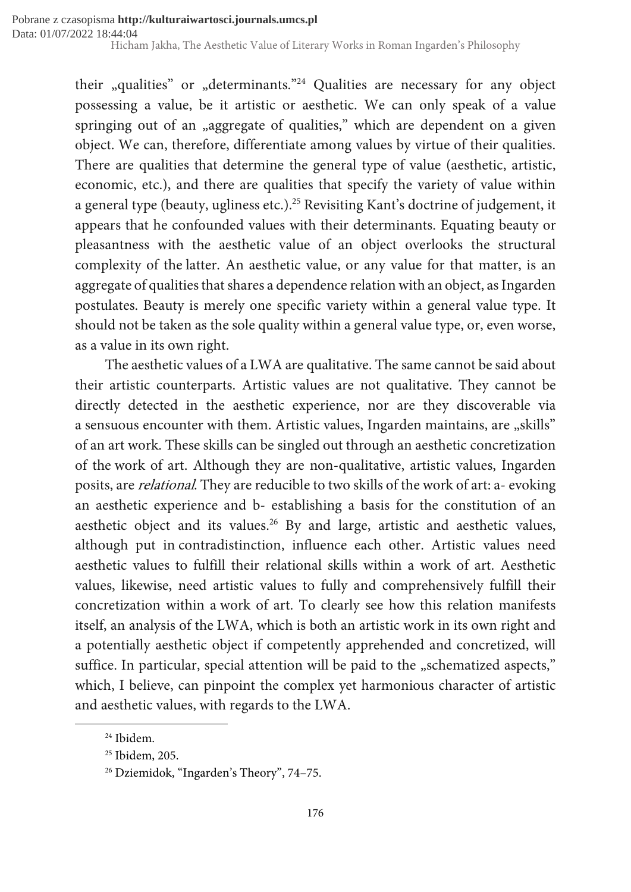their „qualities" or „determinants."[24] Qualities are necessary for any object possessing a value, be it artistic or aesthetic. We can only speak of a value springing out of an „aggregate of qualities," which are dependent on a given object. We can, therefore, differentiate among values by virtue of their qualities. There are qualities that determine the general type of value (aesthetic, artistic, economic, etc.), and there are qualities that specify the variety of value within a general type (beauty, ugliness etc.).[25] Revisiting Kant's doctrine of judgement, it appears that he confounded values with their determinants. Equating beauty or pleasantness with the aesthetic value of an object overlooks the structural complexity of the latter. An aesthetic value, or any value for that matter, is an aggregate of qualities that shares a dependence relation with an object, as Ingarden postulates. Beauty is merely one specific variety within a general value type. It should not be taken as the sole quality within a general value type, or, even worse, as a value in its own right.

The aesthetic values of a LWA are qualitative. The same cannot be said about their artistic counterparts. Artistic values are not qualitative. They cannot be directly detected in the aesthetic experience, nor are they discoverable via a sensuous encounter with them. Artistic values, Ingarden maintains, are „skills" of an art work. These skills can be singled out through an aesthetic concretization of the work of art. Although they are non-qualitative, artistic values, Ingarden posits, are *relational*. They are reducible to two skills of the work of art: a- evoking an aesthetic experience and b- establishing a basis for the constitution of an aesthetic object and its values.[26] By and large, artistic and aesthetic values, although put in contradistinction, influence each other. Artistic values need aesthetic values to fulfill their relational skills within a work of art. Aesthetic values, likewise, need artistic values to fully and comprehensively fulfill their concretization within a work of art. To clearly see how this relation manifests itself, an analysis of the LWA, which is both an artistic work in its own right and a potentially aesthetic object if competently apprehended and concretized, will suffice. In particular, special attention will be paid to the „schematized aspects," which, I believe, can pinpoint the complex yet harmonious character of artistic and aesthetic values, with regards to the LWA.

[24] Ibidem.

[25] Ibidem, 205.

[26] Dziemidok, "Ingarden's Theory", 74–75.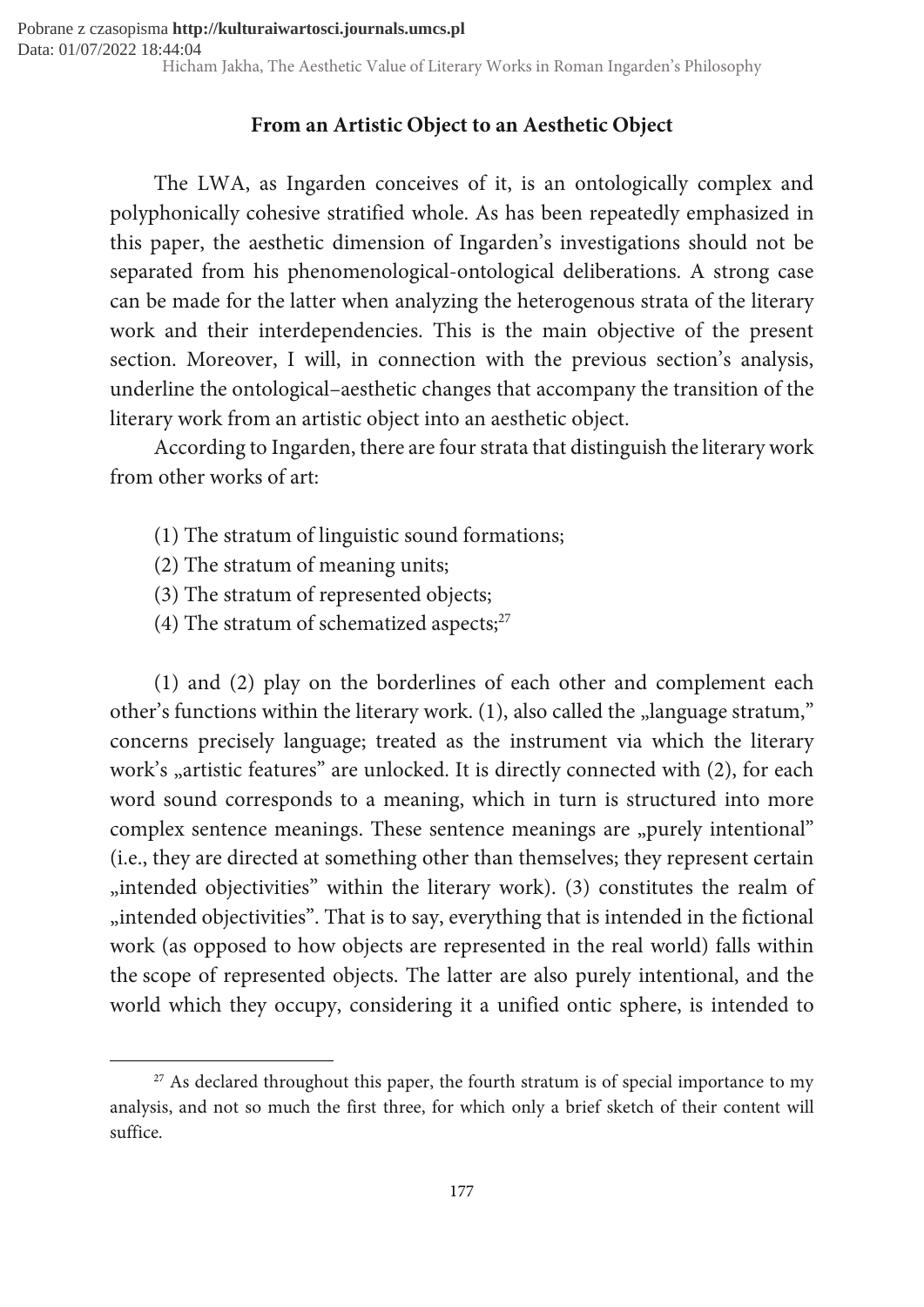## From an Artistic Object to an Aesthetic Object

The LWA, as Ingarden conceives of it, is an ontologically complex and polyphonically cohesive stratified whole. As has been repeatedly emphasized in this paper, the aesthetic dimension of Ingarden's investigations should not be separated from his phenomenological-ontological deliberations. A strong case can be made for the latter when analyzing the heterogenous strata of the literary work and their interdependencies. This is the main objective of the present section. Moreover, I will, in connection with the previous section's analysis, underline the ontological–aesthetic changes that accompany the transition of the literary work from an artistic object into an aesthetic object.

According to Ingarden, there are four strata that distinguish the literary work from other works of art:

(1) The stratum of linguistic sound formations;
(2) The stratum of meaning units;
(3) The stratum of represented objects;
(4) The stratum of schematized aspects;[27]

(1) and (2) play on the borderlines of each other and complement each other's functions within the literary work. (1), also called the „language stratum," concerns precisely language; treated as the instrument via which the literary work's „artistic features" are unlocked. It is directly connected with (2), for each word sound corresponds to a meaning, which in turn is structured into more complex sentence meanings. These sentence meanings are „purely intentional" (i.e., they are directed at something other than themselves; they represent certain „intended objectivities" within the literary work). (3) constitutes the realm of „intended objectivities". That is to say, everything that is intended in the fictional work (as opposed to how objects are represented in the real world) falls within the scope of represented objects. The latter are also purely intentional, and the world which they occupy, considering it a unified ontic sphere, is intended to

[27] As declared throughout this paper, the fourth stratum is of special importance to my analysis, and not so much the first three, for which only a brief sketch of their content will suffice.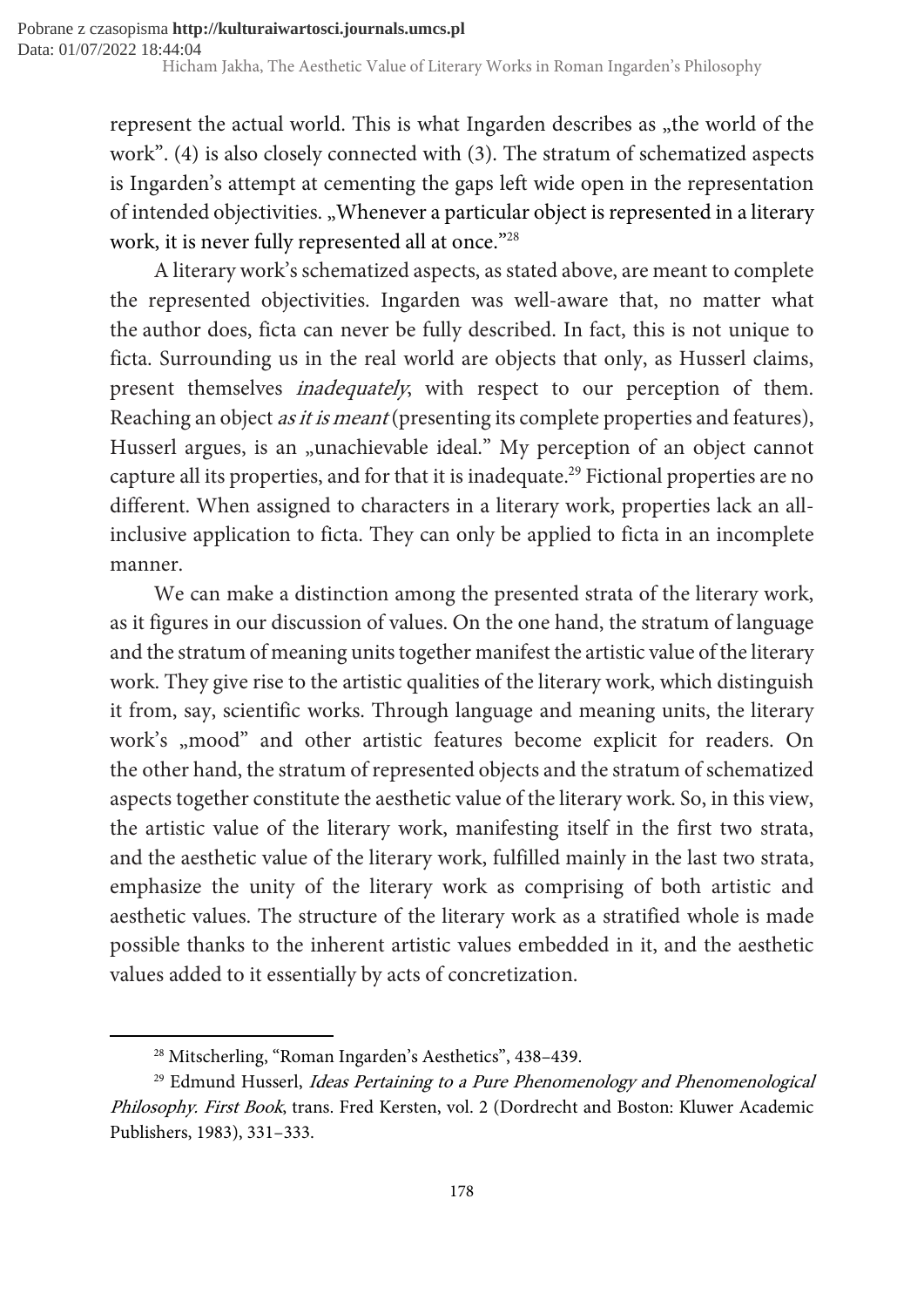represent the actual world. This is what Ingarden describes as „the world of the work". (4) is also closely connected with (3). The stratum of schematized aspects is Ingarden's attempt at cementing the gaps left wide open in the representation of intended objectivities. „Whenever a particular object is represented in a literary work, it is never fully represented all at once."[28]

A literary work's schematized aspects, as stated above, are meant to complete the represented objectivities. Ingarden was well-aware that, no matter what the author does, ficta can never be fully described. In fact, this is not unique to ficta. Surrounding us in the real world are objects that only, as Husserl claims, present themselves *inadequately*, with respect to our perception of them. Reaching an object *as it is meant* (presenting its complete properties and features), Husserl argues, is an „unachievable ideal." My perception of an object cannot capture all its properties, and for that it is inadequate.[29] Fictional properties are no different. When assigned to characters in a literary work, properties lack an all-inclusive application to ficta. They can only be applied to ficta in an incomplete manner.

We can make a distinction among the presented strata of the literary work, as it figures in our discussion of values. On the one hand, the stratum of language and the stratum of meaning units together manifest the artistic value of the literary work. They give rise to the artistic qualities of the literary work, which distinguish it from, say, scientific works. Through language and meaning units, the literary work's „mood" and other artistic features become explicit for readers. On the other hand, the stratum of represented objects and the stratum of schematized aspects together constitute the aesthetic value of the literary work. So, in this view, the artistic value of the literary work, manifesting itself in the first two strata, and the aesthetic value of the literary work, fulfilled mainly in the last two strata, emphasize the unity of the literary work as comprising of both artistic and aesthetic values. The structure of the literary work as a stratified whole is made possible thanks to the inherent artistic values embedded in it, and the aesthetic values added to it essentially by acts of concretization.

---

[28] Mitscherling, "Roman Ingarden's Aesthetics", 438–439.

[29] Edmund Husserl, *Ideas Pertaining to a Pure Phenomenology and Phenomenological Philosophy. First Book*, trans. Fred Kersten, vol. 2 (Dordrecht and Boston: Kluwer Academic Publishers, 1983), 331–333.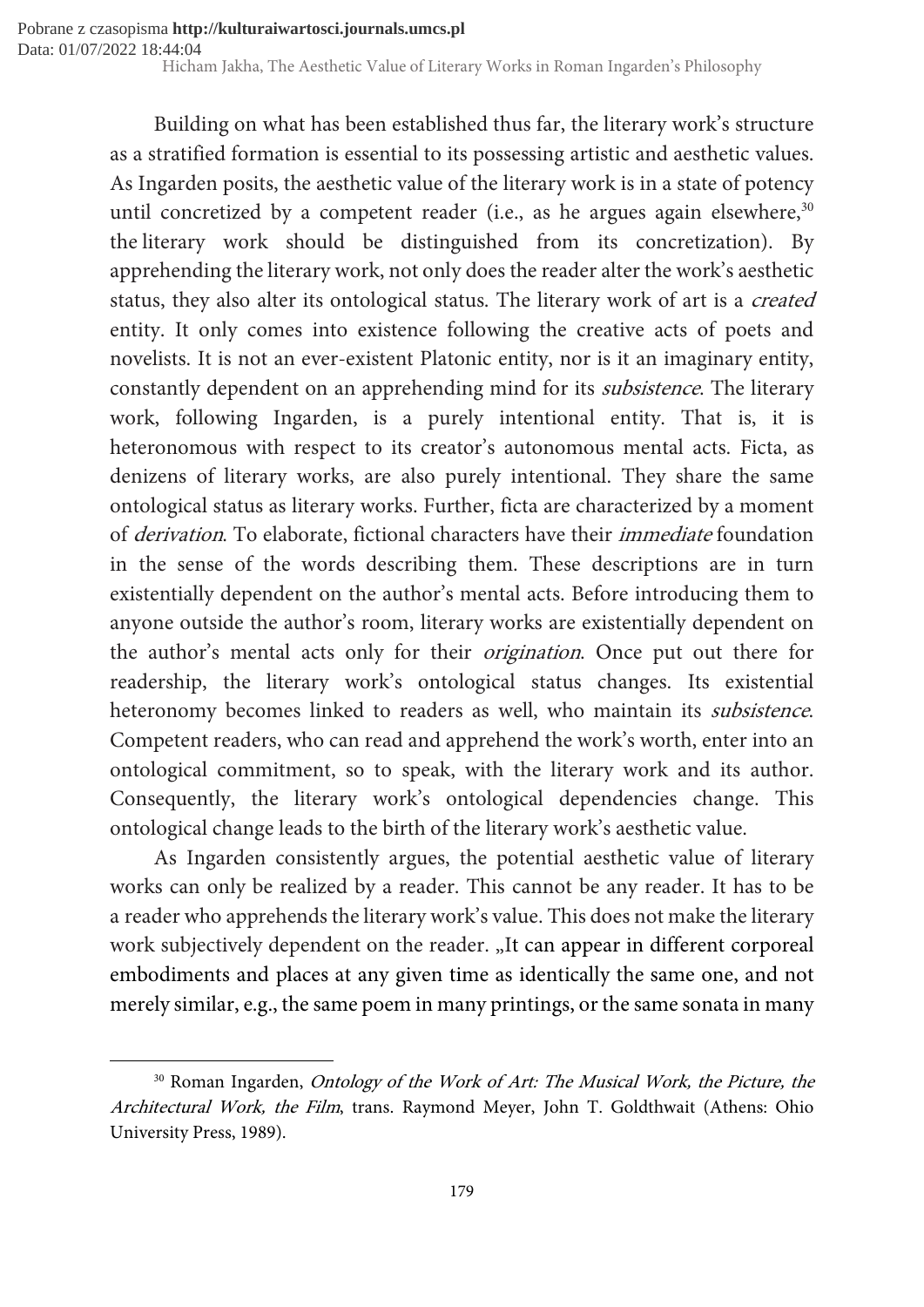Building on what has been established thus far, the literary work's structure as a stratified formation is essential to its possessing artistic and aesthetic values. As Ingarden posits, the aesthetic value of the literary work is in a state of potency until concretized by a competent reader (i.e., as he argues again elsewhere,[30] the literary work should be distinguished from its concretization). By apprehending the literary work, not only does the reader alter the work's aesthetic status, they also alter its ontological status. The literary work of art is a *created* entity. It only comes into existence following the creative acts of poets and novelists. It is not an ever-existent Platonic entity, nor is it an imaginary entity, constantly dependent on an apprehending mind for its *subsistence*. The literary work, following Ingarden, is a purely intentional entity. That is, it is heteronomous with respect to its creator's autonomous mental acts. Ficta, as denizens of literary works, are also purely intentional. They share the same ontological status as literary works. Further, ficta are characterized by a moment of *derivation*. To elaborate, fictional characters have their *immediate* foundation in the sense of the words describing them. These descriptions are in turn existentially dependent on the author's mental acts. Before introducing them to anyone outside the author's room, literary works are existentially dependent on the author's mental acts only for their *origination*. Once put out there for readership, the literary work's ontological status changes. Its existential heteronomy becomes linked to readers as well, who maintain its *subsistence*. Competent readers, who can read and apprehend the work's worth, enter into an ontological commitment, so to speak, with the literary work and its author. Consequently, the literary work's ontological dependencies change. This ontological change leads to the birth of the literary work's aesthetic value.

As Ingarden consistently argues, the potential aesthetic value of literary works can only be realized by a reader. This cannot be any reader. It has to be a reader who apprehends the literary work's value. This does not make the literary work subjectively dependent on the reader. „It can appear in different corporeal embodiments and places at any given time as identically the same one, and not merely similar, e.g., the same poem in many printings, or the same sonata in many

[30] Roman Ingarden, *Ontology of the Work of Art: The Musical Work, the Picture, the Architectural Work, the Film*, trans. Raymond Meyer, John T. Goldthwait (Athens: Ohio University Press, 1989).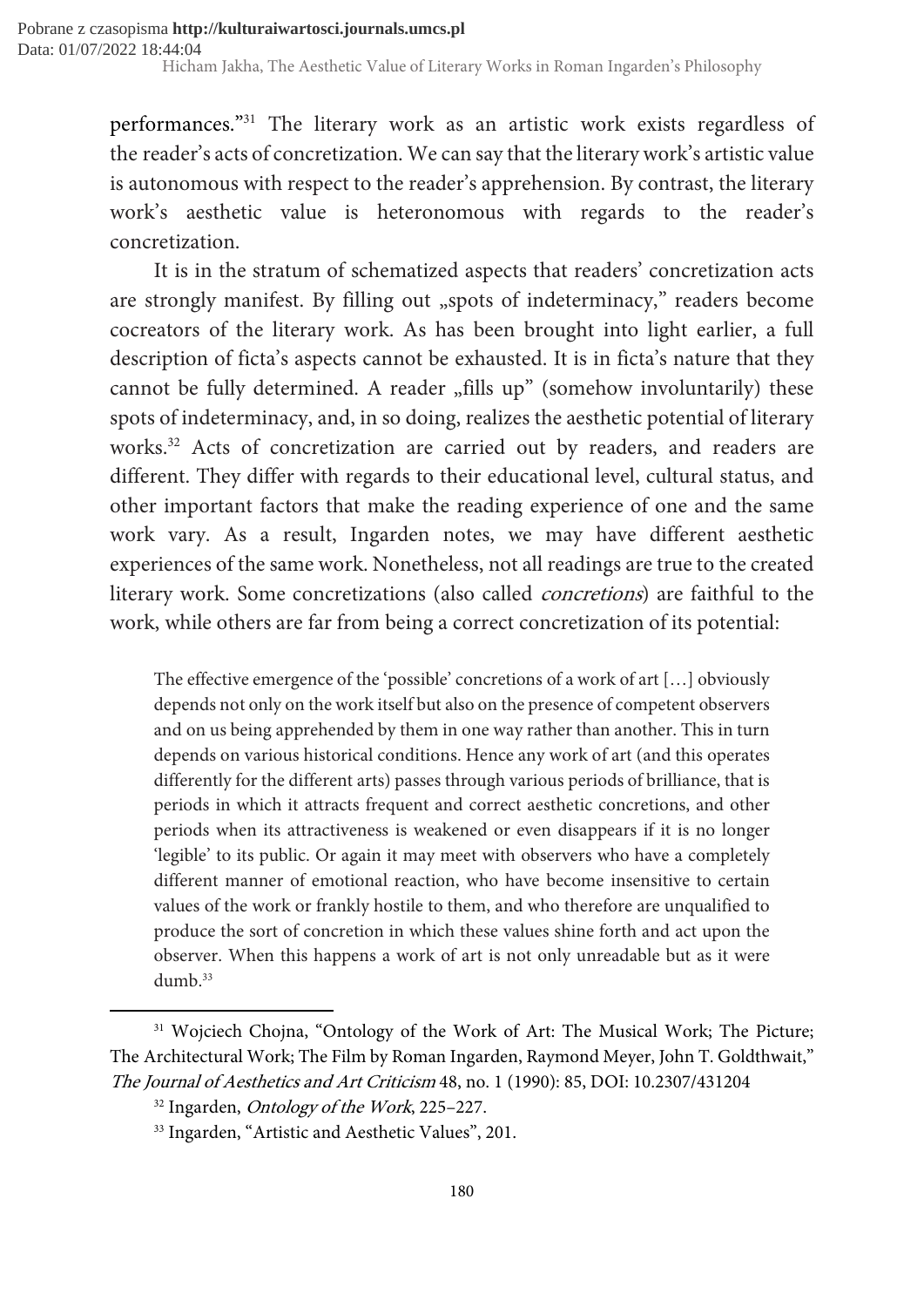performances."[31] The literary work as an artistic work exists regardless of the reader's acts of concretization. We can say that the literary work's artistic value is autonomous with respect to the reader's apprehension. By contrast, the literary work's aesthetic value is heteronomous with regards to the reader's concretization.

It is in the stratum of schematized aspects that readers' concretization acts are strongly manifest. By filling out „spots of indeterminacy," readers become cocreators of the literary work. As has been brought into light earlier, a full description of ficta's aspects cannot be exhausted. It is in ficta's nature that they cannot be fully determined. A reader „fills up" (somehow involuntarily) these spots of indeterminacy, and, in so doing, realizes the aesthetic potential of literary works.[32] Acts of concretization are carried out by readers, and readers are different. They differ with regards to their educational level, cultural status, and other important factors that make the reading experience of one and the same work vary. As a result, Ingarden notes, we may have different aesthetic experiences of the same work. Nonetheless, not all readings are true to the created literary work. Some concretizations (also called *concretions*) are faithful to the work, while others are far from being a correct concretization of its potential:

> The effective emergence of the 'possible' concretions of a work of art […] obviously depends not only on the work itself but also on the presence of competent observers and on us being apprehended by them in one way rather than another. This in turn depends on various historical conditions. Hence any work of art (and this operates differently for the different arts) passes through various periods of brilliance, that is periods in which it attracts frequent and correct aesthetic concretions, and other periods when its attractiveness is weakened or even disappears if it is no longer 'legible' to its public. Or again it may meet with observers who have a completely different manner of emotional reaction, who have become insensitive to certain values of the work or frankly hostile to them, and who therefore are unqualified to produce the sort of concretion in which these values shine forth and act upon the observer. When this happens a work of art is not only unreadable but as it were dumb.[33]

---

[31] Wojciech Chojna, "Ontology of the Work of Art: The Musical Work; The Picture; The Architectural Work; The Film by Roman Ingarden, Raymond Meyer, John T. Goldthwait," *The Journal of Aesthetics and Art Criticism* 48, no. 1 (1990): 85, DOI: 10.2307/431204

[32] Ingarden, *Ontology of the Work*, 225–227.

[33] Ingarden, "Artistic and Aesthetic Values", 201.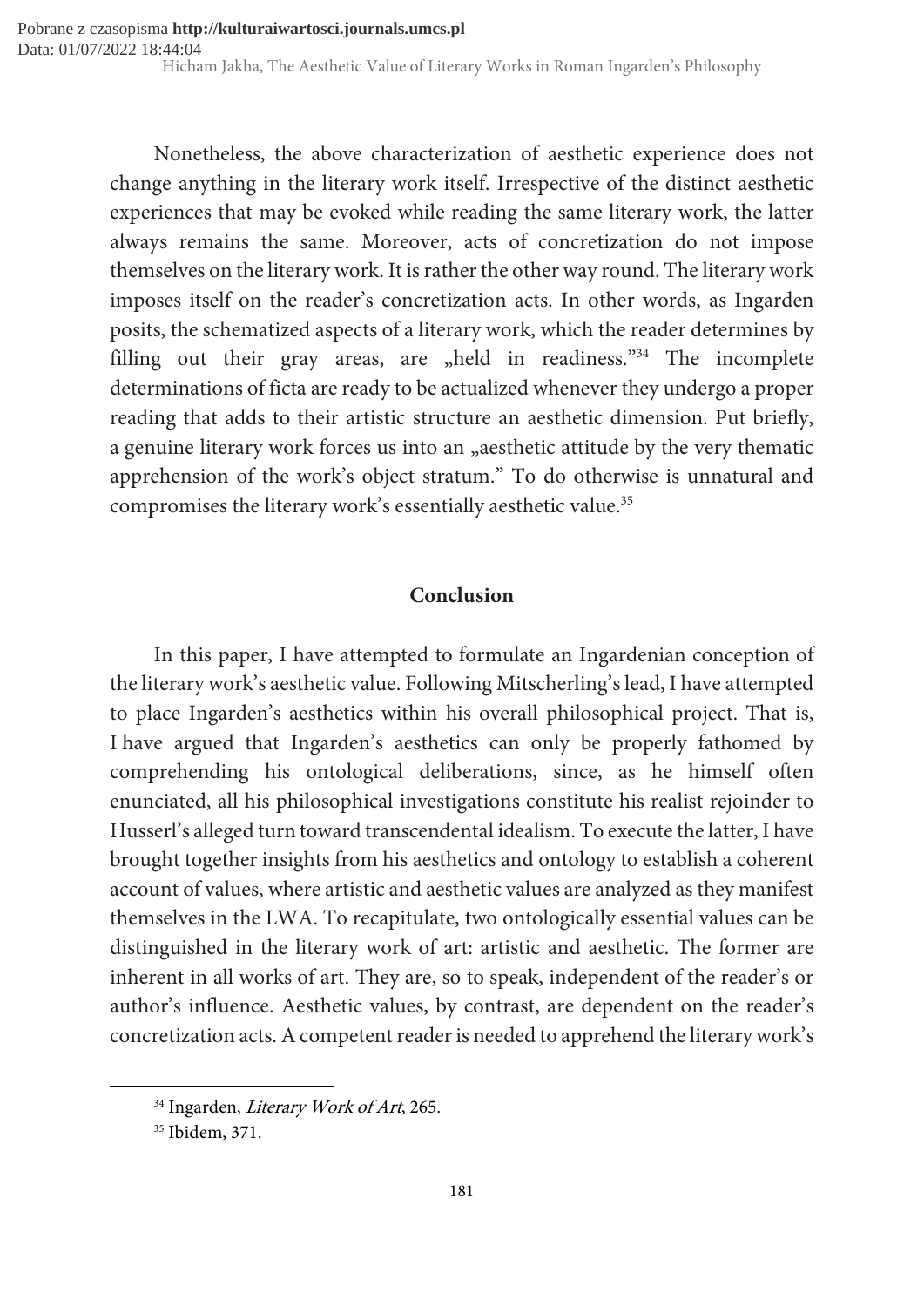Nonetheless, the above characterization of aesthetic experience does not change anything in the literary work itself. Irrespective of the distinct aesthetic experiences that may be evoked while reading the same literary work, the latter always remains the same. Moreover, acts of concretization do not impose themselves on the literary work. It is rather the other way round. The literary work imposes itself on the reader's concretization acts. In other words, as Ingarden posits, the schematized aspects of a literary work, which the reader determines by filling out their gray areas, are „held in readiness."[34] The incomplete determinations of ficta are ready to be actualized whenever they undergo a proper reading that adds to their artistic structure an aesthetic dimension. Put briefly, a genuine literary work forces us into an „aesthetic attitude by the very thematic apprehension of the work's object stratum." To do otherwise is unnatural and compromises the literary work's essentially aesthetic value.[35]

## Conclusion

In this paper, I have attempted to formulate an Ingardenian conception of the literary work's aesthetic value. Following Mitscherling's lead, I have attempted to place Ingarden's aesthetics within his overall philosophical project. That is, I have argued that Ingarden's aesthetics can only be properly fathomed by comprehending his ontological deliberations, since, as he himself often enunciated, all his philosophical investigations constitute his realist rejoinder to Husserl's alleged turn toward transcendental idealism. To execute the latter, I have brought together insights from his aesthetics and ontology to establish a coherent account of values, where artistic and aesthetic values are analyzed as they manifest themselves in the LWA. To recapitulate, two ontologically essential values can be distinguished in the literary work of art: artistic and aesthetic. The former are inherent in all works of art. They are, so to speak, independent of the reader's or author's influence. Aesthetic values, by contrast, are dependent on the reader's concretization acts. A competent reader is needed to apprehend the literary work's

---

[34] Ingarden, *Literary Work of Art*, 265.

[35] Ibidem, 371.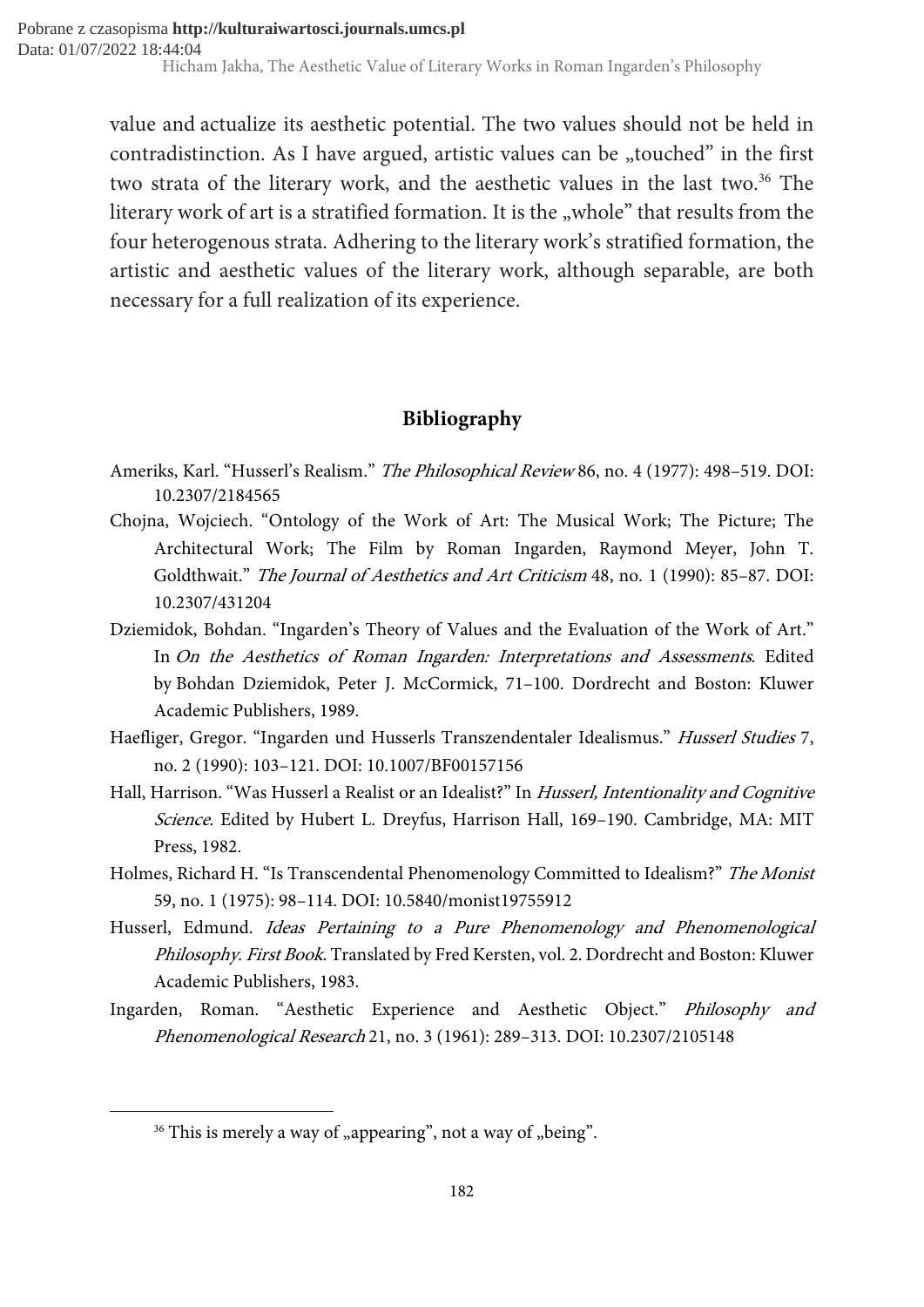value and actualize its aesthetic potential. The two values should not be held in contradistinction. As I have argued, artistic values can be „touched" in the first two strata of the literary work, and the aesthetic values in the last two.[36] The literary work of art is a stratified formation. It is the „whole" that results from the four heterogenous strata. Adhering to the literary work's stratified formation, the artistic and aesthetic values of the literary work, although separable, are both necessary for a full realization of its experience.

## Bibliography

Ameriks, Karl. "Husserl's Realism." *The Philosophical Review* 86, no. 4 (1977): 498–519. DOI: 10.2307/2184565

Chojna, Wojciech. "Ontology of the Work of Art: The Musical Work; The Picture; The Architectural Work; The Film by Roman Ingarden, Raymond Meyer, John T. Goldthwait." *The Journal of Aesthetics and Art Criticism* 48, no. 1 (1990): 85–87. DOI: 10.2307/431204

Dziemidok, Bohdan. "Ingarden's Theory of Values and the Evaluation of the Work of Art." In *On the Aesthetics of Roman Ingarden: Interpretations and Assessments*. Edited by Bohdan Dziemidok, Peter J. McCormick, 71–100. Dordrecht and Boston: Kluwer Academic Publishers, 1989.

Haefliger, Gregor. "Ingarden und Husserls Transzendentaler Idealismus." *Husserl Studies* 7, no. 2 (1990): 103–121. DOI: 10.1007/BF00157156

Hall, Harrison. "Was Husserl a Realist or an Idealist?" In *Husserl, Intentionality and Cognitive Science*. Edited by Hubert L. Dreyfus, Harrison Hall, 169–190. Cambridge, MA: MIT Press, 1982.

Holmes, Richard H. "Is Transcendental Phenomenology Committed to Idealism?" *The Monist* 59, no. 1 (1975): 98–114. DOI: 10.5840/monist19755912

Husserl, Edmund. *Ideas Pertaining to a Pure Phenomenology and Phenomenological Philosophy. First Book*. Translated by Fred Kersten, vol. 2. Dordrecht and Boston: Kluwer Academic Publishers, 1983.

Ingarden, Roman. "Aesthetic Experience and Aesthetic Object." *Philosophy and Phenomenological Research* 21, no. 3 (1961): 289–313. DOI: 10.2307/2105148

---

[36] This is merely a way of „appearing", not a way of „being".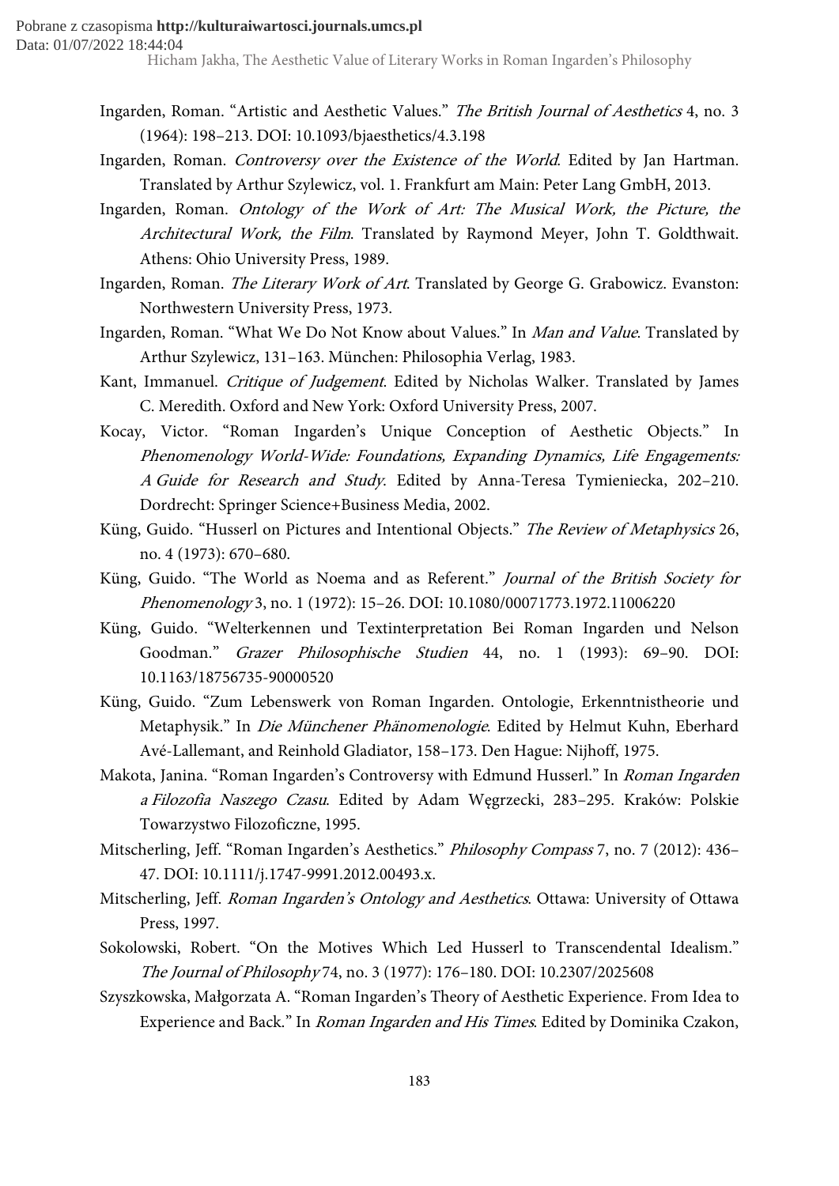Ingarden, Roman. "Artistic and Aesthetic Values." *The British Journal of Aesthetics* 4, no. 3 (1964): 198–213. DOI: 10.1093/bjaesthetics/4.3.198

Ingarden, Roman. *Controversy over the Existence of the World*. Edited by Jan Hartman. Translated by Arthur Szylewicz, vol. 1. Frankfurt am Main: Peter Lang GmbH, 2013.

Ingarden, Roman. *Ontology of the Work of Art: The Musical Work, the Picture, the Architectural Work, the Film*. Translated by Raymond Meyer, John T. Goldthwait. Athens: Ohio University Press, 1989.

Ingarden, Roman. *The Literary Work of Art*. Translated by George G. Grabowicz. Evanston: Northwestern University Press, 1973.

Ingarden, Roman. "What We Do Not Know about Values." In *Man and Value*. Translated by Arthur Szylewicz, 131–163. München: Philosophia Verlag, 1983.

Kant, Immanuel. *Critique of Judgement*. Edited by Nicholas Walker. Translated by James C. Meredith. Oxford and New York: Oxford University Press, 2007.

Kocay, Victor. "Roman Ingarden's Unique Conception of Aesthetic Objects." In *Phenomenology World-Wide: Foundations, Expanding Dynamics, Life Engagements: A Guide for Research and Study*. Edited by Anna-Teresa Tymieniecka, 202–210. Dordrecht: Springer Science+Business Media, 2002.

Küng, Guido. "Husserl on Pictures and Intentional Objects." *The Review of Metaphysics* 26, no. 4 (1973): 670–680.

Küng, Guido. "The World as Noema and as Referent." *Journal of the British Society for Phenomenology* 3, no. 1 (1972): 15–26. DOI: 10.1080/00071773.1972.11006220

Küng, Guido. "Welterkennen und Textinterpretation Bei Roman Ingarden und Nelson Goodman." *Grazer Philosophische Studien* 44, no. 1 (1993): 69–90. DOI: 10.1163/18756735-90000520

Küng, Guido. "Zum Lebenswerk von Roman Ingarden. Ontologie, Erkenntnistheorie und Metaphysik." In *Die Münchener Phänomenologie*. Edited by Helmut Kuhn, Eberhard Avé-Lallemant, and Reinhold Gladiator, 158–173. Den Hague: Nijhoff, 1975.

Makota, Janina. "Roman Ingarden's Controversy with Edmund Husserl." In *Roman Ingarden a Filozofia Naszego Czasu*. Edited by Adam Węgrzecki, 283–295. Kraków: Polskie Towarzystwo Filozoficzne, 1995.

Mitscherling, Jeff. "Roman Ingarden's Aesthetics." *Philosophy Compass* 7, no. 7 (2012): 436–47. DOI: 10.1111/j.1747-9991.2012.00493.x.

Mitscherling, Jeff. *Roman Ingarden's Ontology and Aesthetics*. Ottawa: University of Ottawa Press, 1997.

Sokolowski, Robert. "On the Motives Which Led Husserl to Transcendental Idealism." *The Journal of Philosophy* 74, no. 3 (1977): 176–180. DOI: 10.2307/2025608

Szyszkowska, Małgorzata A. "Roman Ingarden's Theory of Aesthetic Experience. From Idea to Experience and Back." In *Roman Ingarden and His Times*. Edited by Dominika Czakon,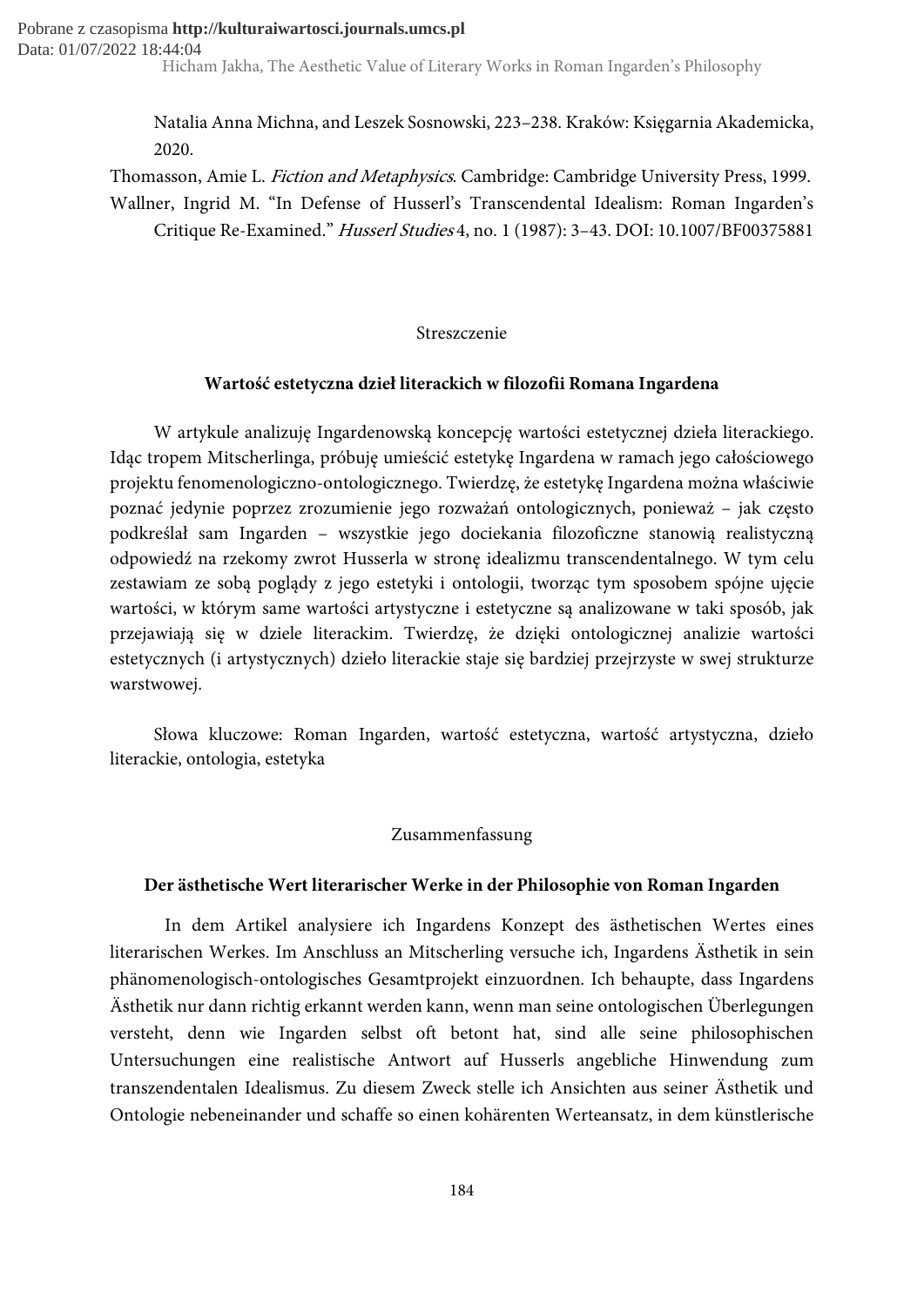Natalia Anna Michna, and Leszek Sosnowski, 223–238. Kraków: Księgarnia Akademicka, 2020.

Thomasson, Amie L. *Fiction and Metaphysics*. Cambridge: Cambridge University Press, 1999.

Wallner, Ingrid M. "In Defense of Husserl's Transcendental Idealism: Roman Ingarden's Critique Re-Examined." *Husserl Studies* 4, no. 1 (1987): 3–43. DOI: 10.1007/BF00375881

## Streszczenie

### Wartość estetyczna dzieł literackich w filozofii Romana Ingardena

W artykule analizuję Ingardenowską koncepcję wartości estetycznej dzieła literackiego. Idąc tropem Mitscherlinga, próbuję umieścić estetykę Ingardena w ramach jego całościowego projektu fenomenologiczno-ontologicznego. Twierdzę, że estetykę Ingardena można właściwie poznać jedynie poprzez zrozumienie jego rozważań ontologicznych, ponieważ – jak często podkreślał sam Ingarden – wszystkie jego dociekania filozoficzne stanowią realistyczną odpowiedź na rzekomy zwrot Husserla w stronę idealizmu transcendentalnego. W tym celu zestawiam ze sobą poglądy z jego estetyki i ontologii, tworząc tym sposobem spójne ujęcie wartości, w którym same wartości artystyczne i estetyczne są analizowane w taki sposób, jak przejawiają się w dziele literackim. Twierdzę, że dzięki ontologicznej analizie wartości estetycznych (i artystycznych) dzieło literackie staje się bardziej przejrzyste w swej strukturze warstwowej.

Słowa kluczowe: Roman Ingarden, wartość estetyczna, wartość artystyczna, dzieło literackie, ontologia, estetyka

## Zusammenfassung

### Der ästhetische Wert literarischer Werke in der Philosophie von Roman Ingarden

In dem Artikel analysiere ich Ingardens Konzept des ästhetischen Wertes eines literarischen Werkes. Im Anschluss an Mitscherling versuche ich, Ingardens Ästhetik in sein phänomenologisch-ontologisches Gesamtprojekt einzuordnen. Ich behaupte, dass Ingardens Ästhetik nur dann richtig erkannt werden kann, wenn man seine ontologischen Überlegungen versteht, denn wie Ingarden selbst oft betont hat, sind alle seine philosophischen Untersuchungen eine realistische Antwort auf Husserls angebliche Hinwendung zum transzendentalen Idealismus. Zu diesem Zweck stelle ich Ansichten aus seiner Ästhetik und Ontologie nebeneinander und schaffe so einen kohärenten Werteansatz, in dem künstlerische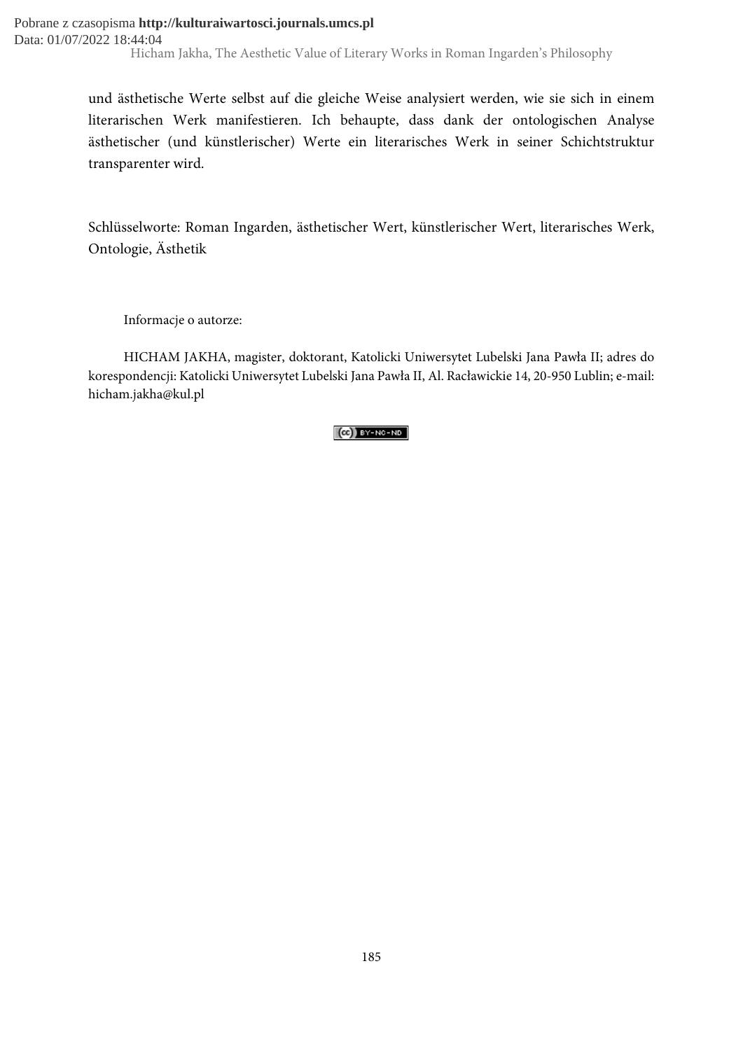und ästhetische Werte selbst auf die gleiche Weise analysiert werden, wie sie sich in einem literarischen Werk manifestieren. Ich behaupte, dass dank der ontologischen Analyse ästhetischer (und künstlerischer) Werte ein literarisches Werk in seiner Schichtstruktur transparenter wird.

Schlüsselworte: Roman Ingarden, ästhetischer Wert, künstlerischer Wert, literarisches Werk, Ontologie, Ästhetik

Informacje o autorze:

HICHAM JAKHA, magister, doktorant, Katolicki Uniwersytet Lubelski Jana Pawła II; adres do korespondencji: Katolicki Uniwersytet Lubelski Jana Pawła II, Al. Racławickie 14, 20-950 Lublin; e-mail: hicham.jakha@kul.pl